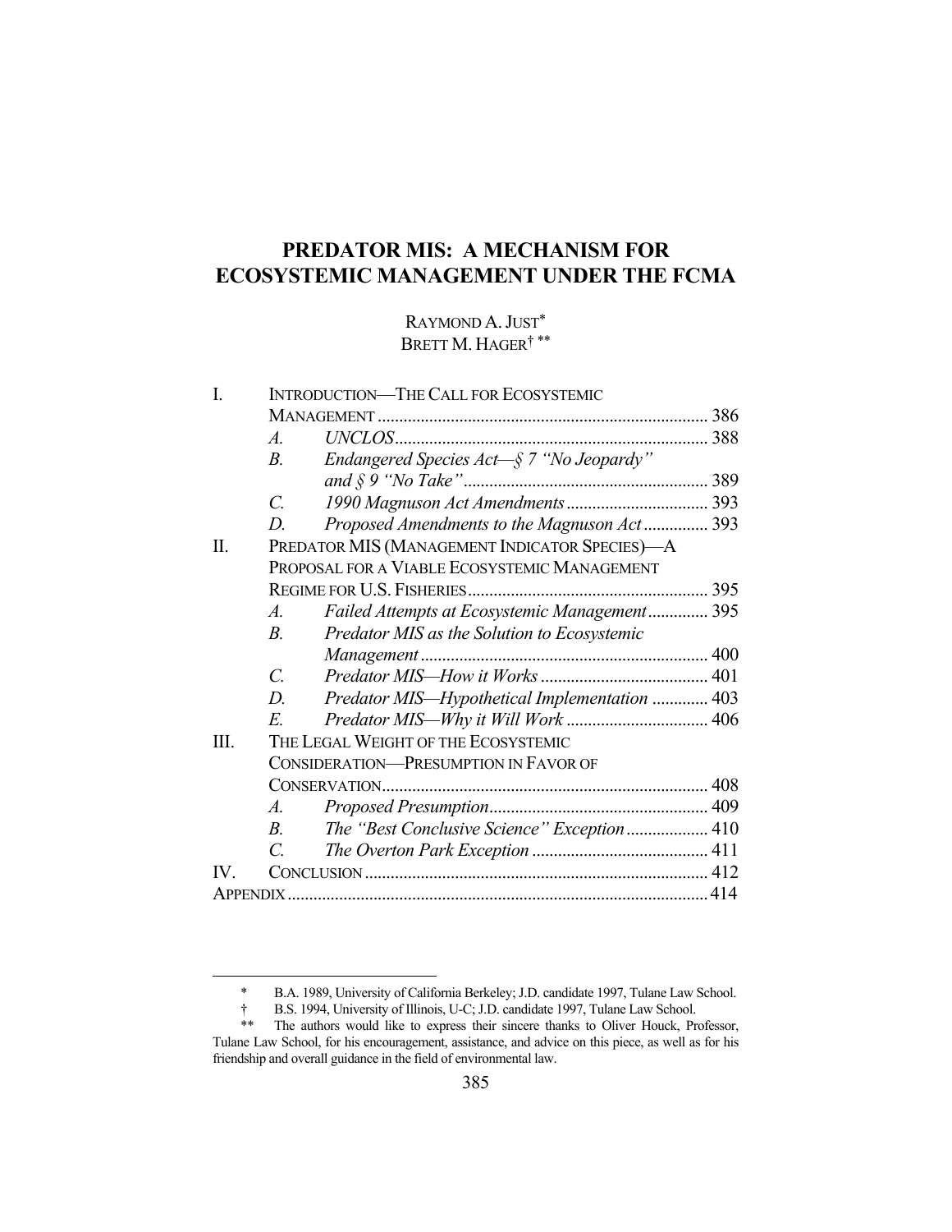# PREDATOR MIS: A MECHANISM FOR ECOSYSTEMIC MANAGEMENT UNDER THE FCMA

RAYMOND A. JUST*
BRETT M. HAGER† **

| | | | |
|---|---|---|---|
| I. | INTRODUCTION—THE CALL FOR ECOSYSTEMIC MANAGEMENT | | 386 |
| | *A.* | *UNCLOS* | 388 |
| | *B.* | *Endangered Species Act—§ 7 "No Jeopardy" and § 9 "No Take"* | 389 |
| | *C.* | *1990 Magnuson Act Amendments* | 393 |
| | *D.* | *Proposed Amendments to the Magnuson Act* | 393 |
| II. | PREDATOR MIS (MANAGEMENT INDICATOR SPECIES)—A PROPOSAL FOR A VIABLE ECOSYSTEMIC MANAGEMENT REGIME FOR U.S. FISHERIES | | 395 |
| | *A.* | *Failed Attempts at Ecosystemic Management* | 395 |
| | *B.* | *Predator MIS as the Solution to Ecosystemic Management* | 400 |
| | *C.* | *Predator MIS—How it Works* | 401 |
| | *D.* | *Predator MIS—Hypothetical Implementation* | 403 |
| | *E.* | *Predator MIS—Why it Will Work* | 406 |
| III. | THE LEGAL WEIGHT OF THE ECOSYSTEMIC CONSIDERATION—PRESUMPTION IN FAVOR OF CONSERVATION | | 408 |
| | *A.* | *Proposed Presumption* | 409 |
| | *B.* | *The "Best Conclusive Science" Exception* | 410 |
| | *C.* | *The Overton Park Exception* | 411 |
| IV. | CONCLUSION | | 412 |
| APPENDIX | | | 414 |

\* B.A. 1989, University of California Berkeley; J.D. candidate 1997, Tulane Law School.

† B.S. 1994, University of Illinois, U-C; J.D. candidate 1997, Tulane Law School.

\*\* The authors would like to express their sincere thanks to Oliver Houck, Professor, Tulane Law School, for his encouragement, assistance, and advice on this piece, as well as for his friendship and overall guidance in the field of environmental law.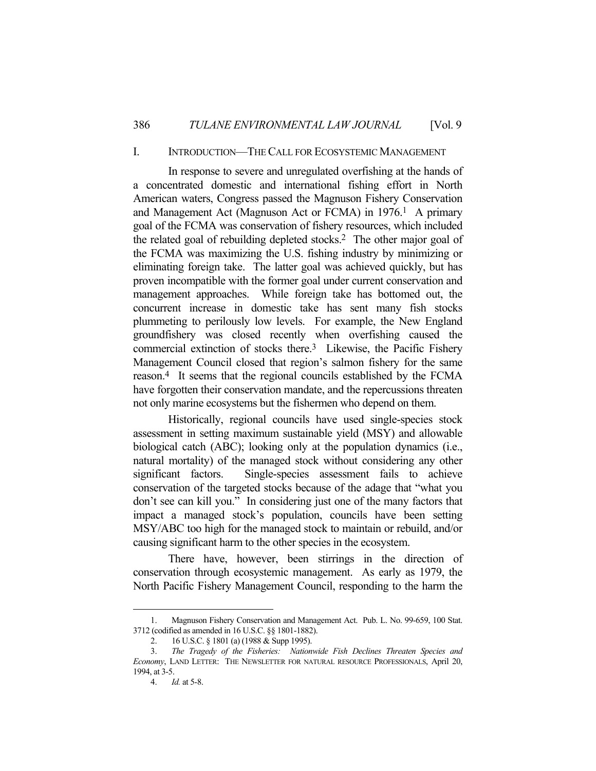## I. INTRODUCTION—THE CALL FOR ECOSYSTEMIC MANAGEMENT

In response to severe and unregulated overfishing at the hands of a concentrated domestic and international fishing effort in North American waters, Congress passed the Magnuson Fishery Conservation and Management Act (Magnuson Act or FCMA) in 1976.[1] A primary goal of the FCMA was conservation of fishery resources, which included the related goal of rebuilding depleted stocks.[2] The other major goal of the FCMA was maximizing the U.S. fishing industry by minimizing or eliminating foreign take. The latter goal was achieved quickly, but has proven incompatible with the former goal under current conservation and management approaches. While foreign take has bottomed out, the concurrent increase in domestic take has sent many fish stocks plummeting to perilously low levels. For example, the New England groundfishery was closed recently when overfishing caused the commercial extinction of stocks there.[3] Likewise, the Pacific Fishery Management Council closed that region's salmon fishery for the same reason.[4] It seems that the regional councils established by the FCMA have forgotten their conservation mandate, and the repercussions threaten not only marine ecosystems but the fishermen who depend on them.

Historically, regional councils have used single-species stock assessment in setting maximum sustainable yield (MSY) and allowable biological catch (ABC); looking only at the population dynamics (i.e., natural mortality) of the managed stock without considering any other significant factors. Single-species assessment fails to achieve conservation of the targeted stocks because of the adage that "what you don't see can kill you." In considering just one of the many factors that impact a managed stock's population, councils have been setting MSY/ABC too high for the managed stock to maintain or rebuild, and/or causing significant harm to the other species in the ecosystem.

There have, however, been stirrings in the direction of conservation through ecosystemic management. As early as 1979, the North Pacific Fishery Management Council, responding to the harm the

---

1. Magnuson Fishery Conservation and Management Act. Pub. L. No. 99-659, 100 Stat. 3712 (codified as amended in 16 U.S.C. §§ 1801-1882).

2. 16 U.S.C. § 1801 (a) (1988 & Supp 1995).

3. *The Tragedy of the Fisheries: Nationwide Fish Declines Threaten Species and Economy*, LAND LETTER: THE NEWSLETTER FOR NATURAL RESOURCE PROFESSIONALS, April 20, 1994, at 3-5.

4. *Id.* at 5-8.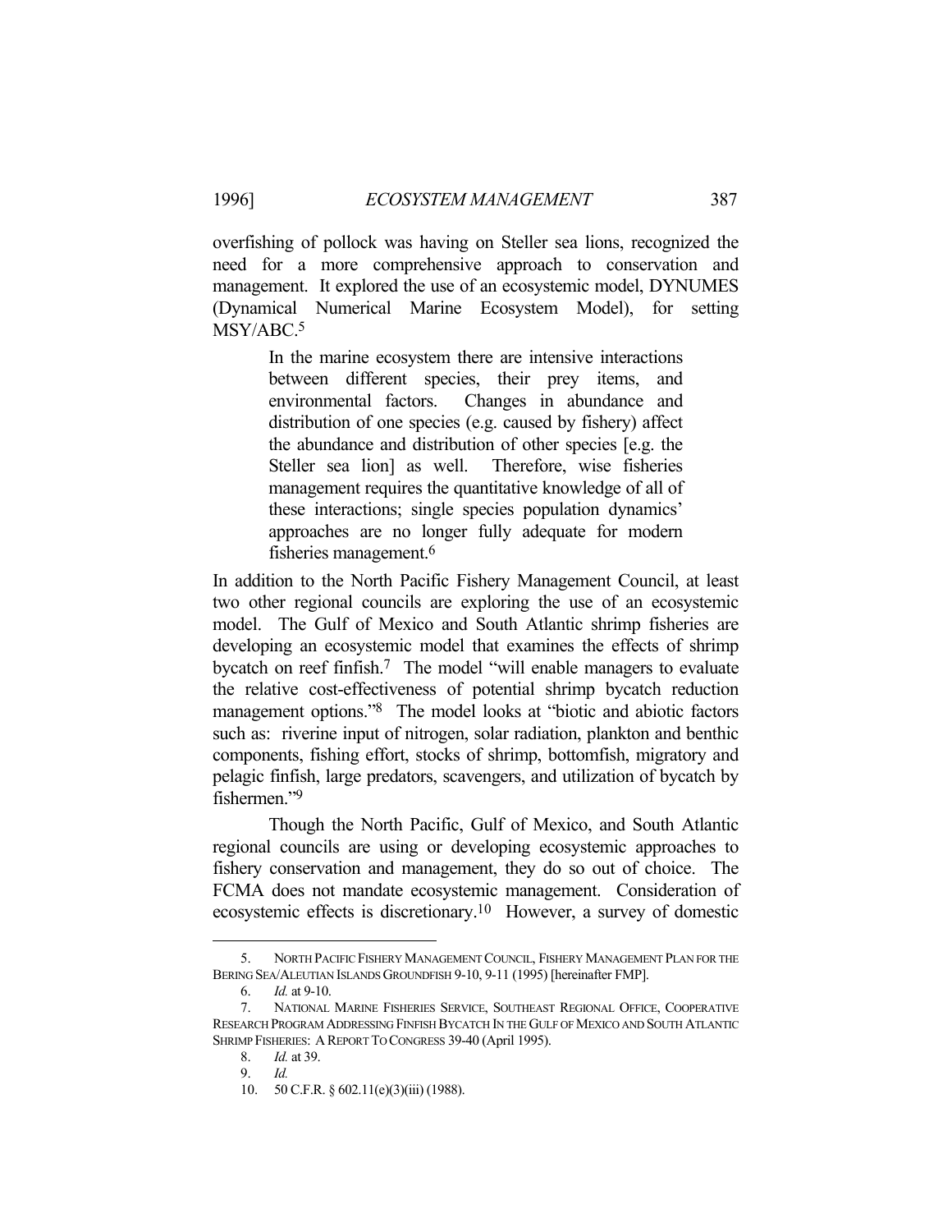overfishing of pollock was having on Steller sea lions, recognized the need for a more comprehensive approach to conservation and management. It explored the use of an ecosystemic model, DYNUMES (Dynamical Numerical Marine Ecosystem Model), for setting MSY/ABC.[5]

> In the marine ecosystem there are intensive interactions between different species, their prey items, and environmental factors. Changes in abundance and distribution of one species (e.g. caused by fishery) affect the abundance and distribution of other species [e.g. the Steller sea lion] as well. Therefore, wise fisheries management requires the quantitative knowledge of all of these interactions; single species population dynamics' approaches are no longer fully adequate for modern fisheries management.[6]

In addition to the North Pacific Fishery Management Council, at least two other regional councils are exploring the use of an ecosystemic model. The Gulf of Mexico and South Atlantic shrimp fisheries are developing an ecosystemic model that examines the effects of shrimp bycatch on reef finfish.[7] The model "will enable managers to evaluate the relative cost-effectiveness of potential shrimp bycatch reduction management options."[8] The model looks at "biotic and abiotic factors such as: riverine input of nitrogen, solar radiation, plankton and benthic components, fishing effort, stocks of shrimp, bottomfish, migratory and pelagic finfish, large predators, scavengers, and utilization of bycatch by fishermen."[9]

Though the North Pacific, Gulf of Mexico, and South Atlantic regional councils are using or developing ecosystemic approaches to fishery conservation and management, they do so out of choice. The FCMA does not mandate ecosystemic management. Consideration of ecosystemic effects is discretionary.[10] However, a survey of domestic

---

5. NORTH PACIFIC FISHERY MANAGEMENT COUNCIL, FISHERY MANAGEMENT PLAN FOR THE BERING SEA/ALEUTIAN ISLANDS GROUNDFISH 9-10, 9-11 (1995) [hereinafter FMP].

6. *Id.* at 9-10.

7. NATIONAL MARINE FISHERIES SERVICE, SOUTHEAST REGIONAL OFFICE, COOPERATIVE RESEARCH PROGRAM ADDRESSING FINFISH BYCATCH IN THE GULF OF MEXICO AND SOUTH ATLANTIC SHRIMP FISHERIES: A REPORT TO CONGRESS 39-40 (April 1995).

8. *Id.* at 39.

9. *Id.*

10. 50 C.F.R. § 602.11(e)(3)(iii) (1988).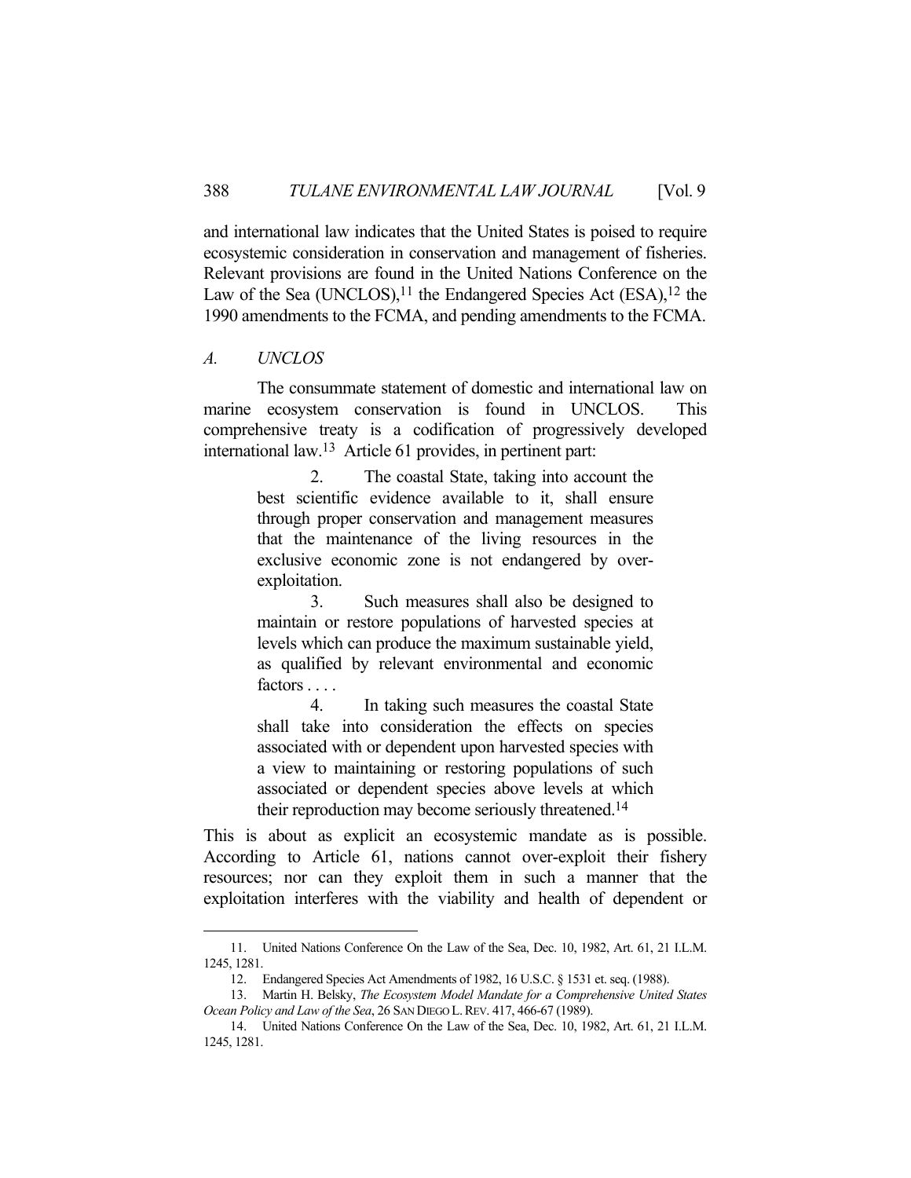and international law indicates that the United States is poised to require ecosystemic consideration in conservation and management of fisheries. Relevant provisions are found in the United Nations Conference on the Law of the Sea (UNCLOS),[11] the Endangered Species Act (ESA),[12] the 1990 amendments to the FCMA, and pending amendments to the FCMA.

### A. *UNCLOS*

The consummate statement of domestic and international law on marine ecosystem conservation is found in UNCLOS. This comprehensive treaty is a codification of progressively developed international law.[13] Article 61 provides, in pertinent part:

> 2. The coastal State, taking into account the best scientific evidence available to it, shall ensure through proper conservation and management measures that the maintenance of the living resources in the exclusive economic zone is not endangered by over-exploitation.
>
> 3. Such measures shall also be designed to maintain or restore populations of harvested species at levels which can produce the maximum sustainable yield, as qualified by relevant environmental and economic factors . . . .
>
> 4. In taking such measures the coastal State shall take into consideration the effects on species associated with or dependent upon harvested species with a view to maintaining or restoring populations of such associated or dependent species above levels at which their reproduction may become seriously threatened.[14]

This is about as explicit an ecosystemic mandate as is possible. According to Article 61, nations cannot over-exploit their fishery resources; nor can they exploit them in such a manner that the exploitation interferes with the viability and health of dependent or

---

11. United Nations Conference On the Law of the Sea, Dec. 10, 1982, Art. 61, 21 I.L.M. 1245, 1281.

12. Endangered Species Act Amendments of 1982, 16 U.S.C. § 1531 et. seq. (1988).

13. Martin H. Belsky, *The Ecosystem Model Mandate for a Comprehensive United States Ocean Policy and Law of the Sea*, 26 SAN DIEGO L. REV. 417, 466-67 (1989).

14. United Nations Conference On the Law of the Sea, Dec. 10, 1982, Art. 61, 21 I.L.M. 1245, 1281.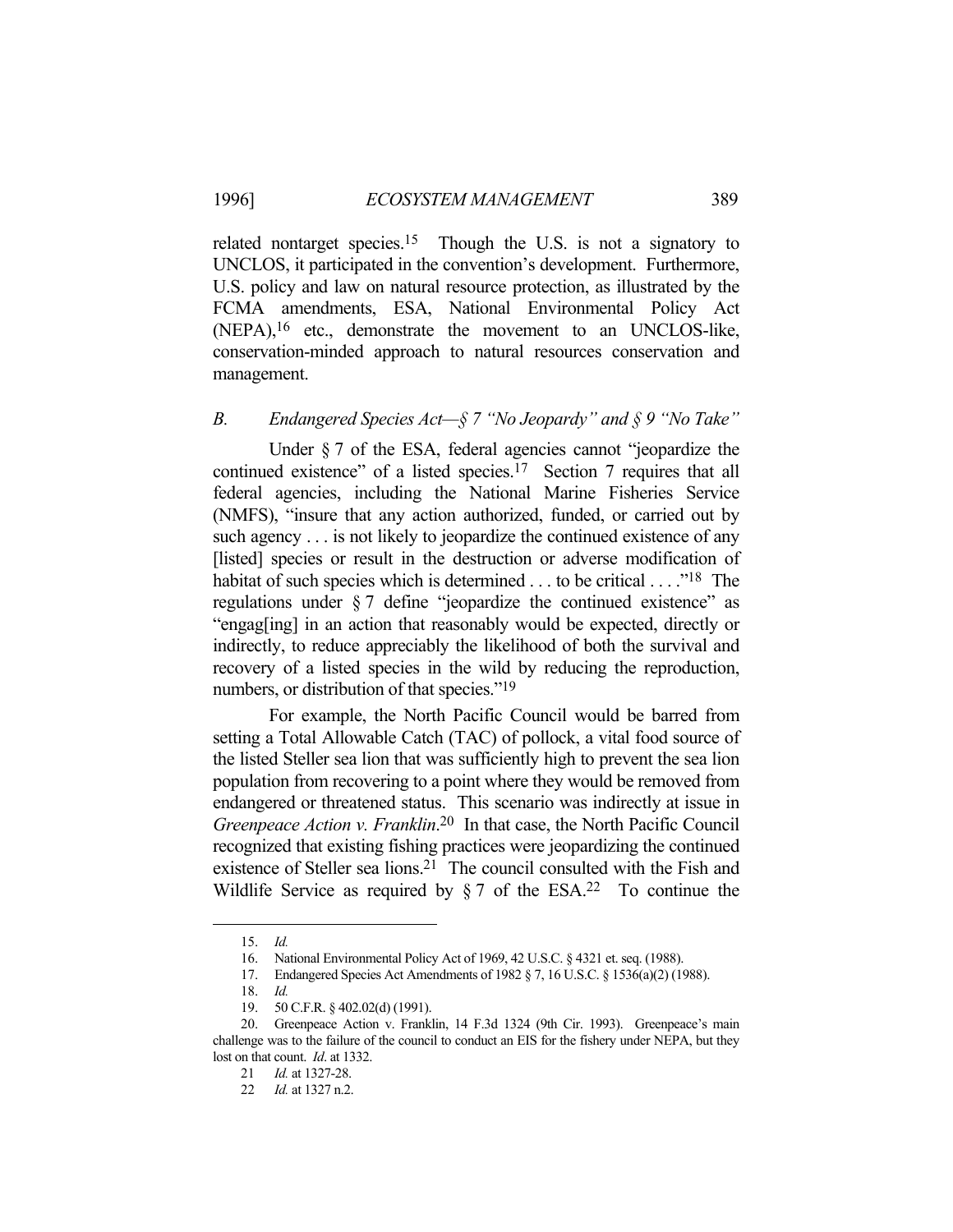related nontarget species.[15] Though the U.S. is not a signatory to UNCLOS, it participated in the convention's development. Furthermore, U.S. policy and law on natural resource protection, as illustrated by the FCMA amendments, ESA, National Environmental Policy Act (NEPA),[16] etc., demonstrate the movement to an UNCLOS-like, conservation-minded approach to natural resources conservation and management.

### *B. Endangered Species Act—§ 7 "No Jeopardy" and § 9 "No Take"*

Under § 7 of the ESA, federal agencies cannot "jeopardize the continued existence" of a listed species.[17] Section 7 requires that all federal agencies, including the National Marine Fisheries Service (NMFS), "insure that any action authorized, funded, or carried out by such agency . . . is not likely to jeopardize the continued existence of any [listed] species or result in the destruction or adverse modification of habitat of such species which is determined . . . to be critical . . . ."[18] The regulations under § 7 define "jeopardize the continued existence" as "engag[ing] in an action that reasonably would be expected, directly or indirectly, to reduce appreciably the likelihood of both the survival and recovery of a listed species in the wild by reducing the reproduction, numbers, or distribution of that species."[19]

For example, the North Pacific Council would be barred from setting a Total Allowable Catch (TAC) of pollock, a vital food source of the listed Steller sea lion that was sufficiently high to prevent the sea lion population from recovering to a point where they would be removed from endangered or threatened status. This scenario was indirectly at issue in *Greenpeace Action v. Franklin*.[20] In that case, the North Pacific Council recognized that existing fishing practices were jeopardizing the continued existence of Steller sea lions.[21] The council consulted with the Fish and Wildlife Service as required by § 7 of the ESA.[22] To continue the

---

15. *Id.*

16. National Environmental Policy Act of 1969, 42 U.S.C. § 4321 et. seq. (1988).

17. Endangered Species Act Amendments of 1982 § 7, 16 U.S.C. § 1536(a)(2) (1988).

18. *Id.*

19. 50 C.F.R. § 402.02(d) (1991).

20. Greenpeace Action v. Franklin, 14 F.3d 1324 (9th Cir. 1993). Greenpeace's main challenge was to the failure of the council to conduct an EIS for the fishery under NEPA, but they lost on that count. *Id*. at 1332.

21 *Id.* at 1327-28.

22 *Id.* at 1327 n.2.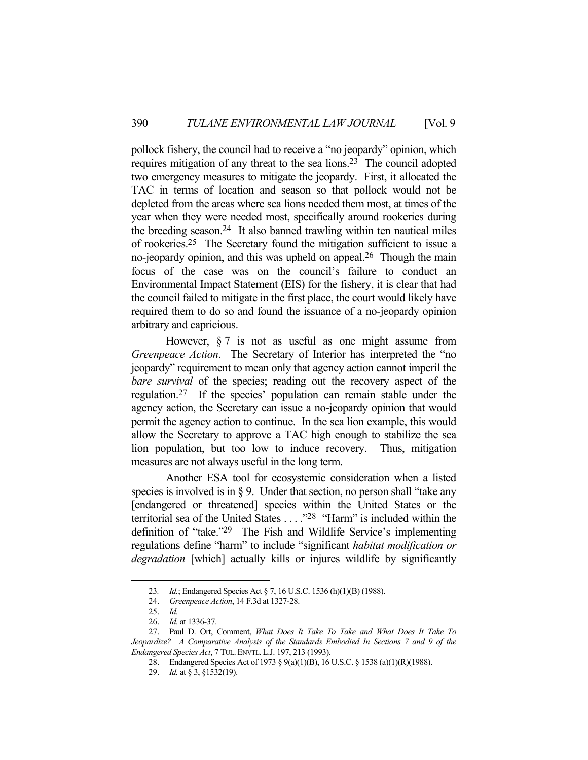pollock fishery, the council had to receive a "no jeopardy" opinion, which requires mitigation of any threat to the sea lions.[23] The council adopted two emergency measures to mitigate the jeopardy. First, it allocated the TAC in terms of location and season so that pollock would not be depleted from the areas where sea lions needed them most, at times of the year when they were needed most, specifically around rookeries during the breeding season.[24] It also banned trawling within ten nautical miles of rookeries.[25] The Secretary found the mitigation sufficient to issue a no-jeopardy opinion, and this was upheld on appeal.[26] Though the main focus of the case was on the council's failure to conduct an Environmental Impact Statement (EIS) for the fishery, it is clear that had the council failed to mitigate in the first place, the court would likely have required them to do so and found the issuance of a no-jeopardy opinion arbitrary and capricious.

However, § 7 is not as useful as one might assume from *Greenpeace Action*. The Secretary of Interior has interpreted the "no jeopardy" requirement to mean only that agency action cannot imperil the *bare survival* of the species; reading out the recovery aspect of the regulation.[27] If the species' population can remain stable under the agency action, the Secretary can issue a no-jeopardy opinion that would permit the agency action to continue. In the sea lion example, this would allow the Secretary to approve a TAC high enough to stabilize the sea lion population, but too low to induce recovery. Thus, mitigation measures are not always useful in the long term.

Another ESA tool for ecosystemic consideration when a listed species is involved is in § 9. Under that section, no person shall "take any [endangered or threatened] species within the United States or the territorial sea of the United States . . . ."[28] "Harm" is included within the definition of "take."[29] The Fish and Wildlife Service's implementing regulations define "harm" to include "significant *habitat modification or degradation* [which] actually kills or injures wildlife by significantly

---

23. *Id.*; Endangered Species Act § 7, 16 U.S.C. 1536 (h)(1)(B) (1988).

24. *Greenpeace Action*, 14 F.3d at 1327-28.

25. *Id.*

26. *Id.* at 1336-37.

27. Paul D. Ort, Comment, *What Does It Take To Take and What Does It Take To Jeopardize? A Comparative Analysis of the Standards Embodied In Sections 7 and 9 of the Endangered Species Act*, 7 TUL. ENVTL. L.J. 197, 213 (1993).

28. Endangered Species Act of 1973 § 9(a)(1)(B), 16 U.S.C. § 1538 (a)(1)(R)(1988).

29. *Id.* at § 3, §1532(19).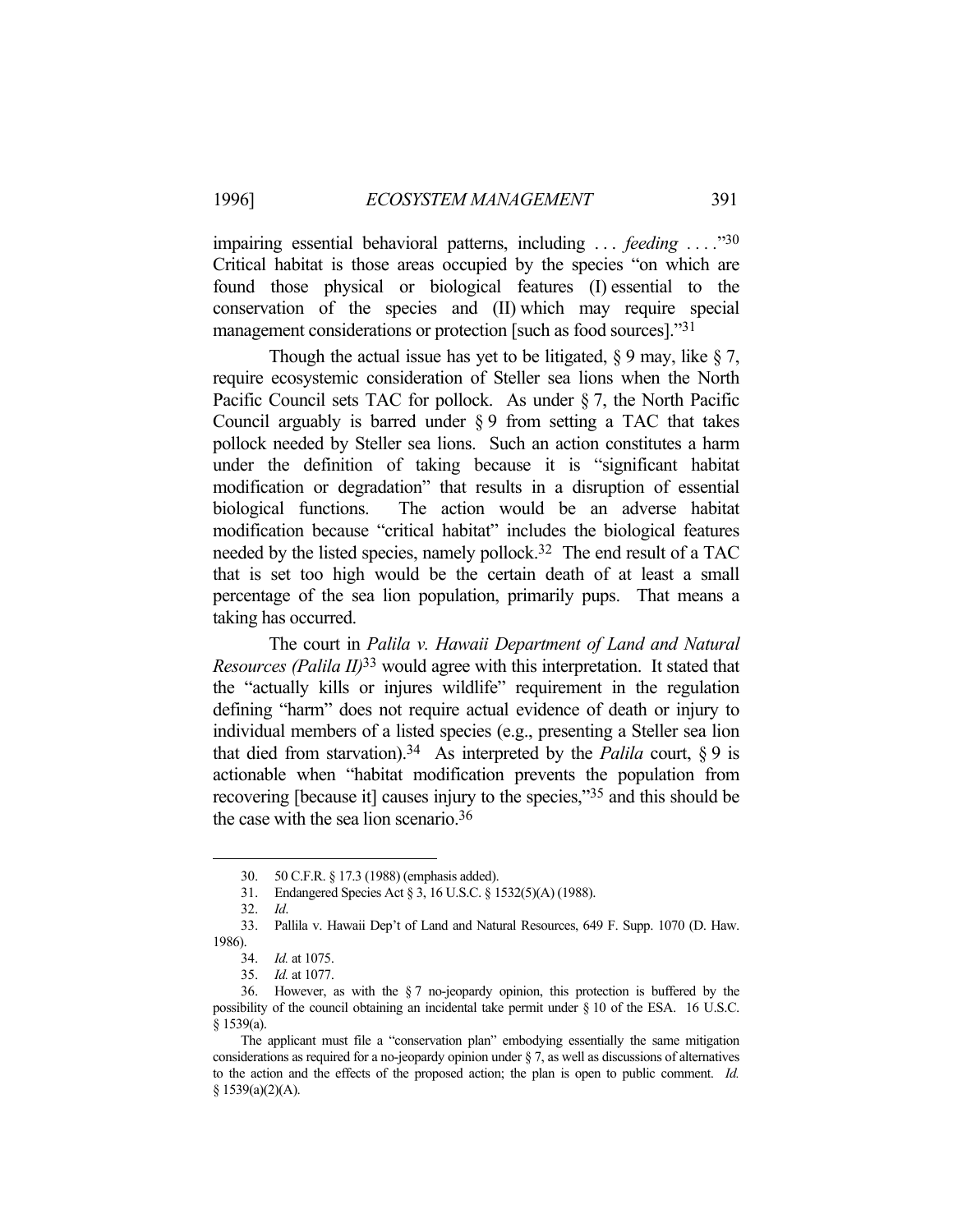impairing essential behavioral patterns, including . . . *feeding* . . . ."[30] Critical habitat is those areas occupied by the species "on which are found those physical or biological features (I) essential to the conservation of the species and (II) which may require special management considerations or protection [such as food sources]."[31]

Though the actual issue has yet to be litigated, § 9 may, like § 7, require ecosystemic consideration of Steller sea lions when the North Pacific Council sets TAC for pollock. As under § 7, the North Pacific Council arguably is barred under § 9 from setting a TAC that takes pollock needed by Steller sea lions. Such an action constitutes a harm under the definition of taking because it is "significant habitat modification or degradation" that results in a disruption of essential biological functions. The action would be an adverse habitat modification because "critical habitat" includes the biological features needed by the listed species, namely pollock.[32] The end result of a TAC that is set too high would be the certain death of at least a small percentage of the sea lion population, primarily pups. That means a taking has occurred.

The court in *Palila v. Hawaii Department of Land and Natural Resources (Palila II)*[33] would agree with this interpretation. It stated that the "actually kills or injures wildlife" requirement in the regulation defining "harm" does not require actual evidence of death or injury to individual members of a listed species (e.g., presenting a Steller sea lion that died from starvation).[34] As interpreted by the *Palila* court, § 9 is actionable when "habitat modification prevents the population from recovering [because it] causes injury to the species,"[35] and this should be the case with the sea lion scenario.[36]

---

30. 50 C.F.R. § 17.3 (1988) (emphasis added).

31. Endangered Species Act § 3, 16 U.S.C. § 1532(5)(A) (1988).

32. *Id.*

33. Pallila v. Hawaii Dep't of Land and Natural Resources, 649 F. Supp. 1070 (D. Haw. 1986).

34. *Id.* at 1075.

35. *Id.* at 1077.

36. However, as with the § 7 no-jeopardy opinion, this protection is buffered by the possibility of the council obtaining an incidental take permit under § 10 of the ESA. 16 U.S.C. § 1539(a).

The applicant must file a "conservation plan" embodying essentially the same mitigation considerations as required for a no-jeopardy opinion under § 7, as well as discussions of alternatives to the action and the effects of the proposed action; the plan is open to public comment. *Id.* § 1539(a)(2)(A).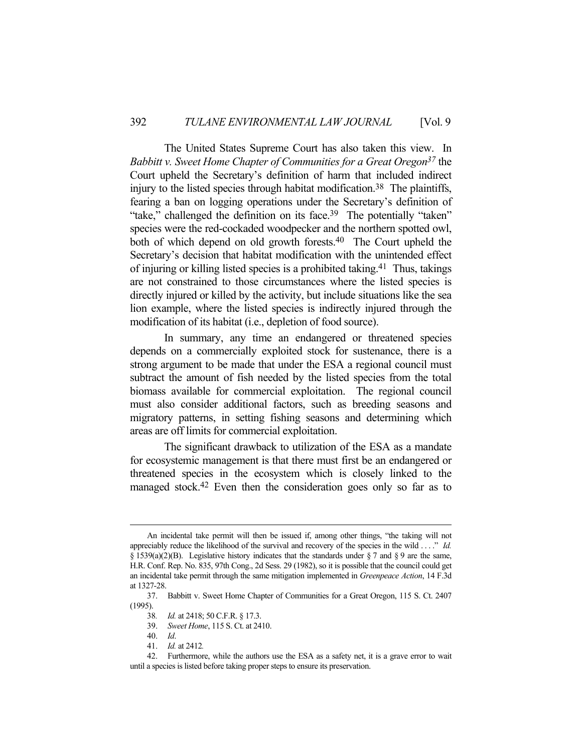The United States Supreme Court has also taken this view. In *Babbitt v. Sweet Home Chapter of Communities for a Great Oregon*[37] the Court upheld the Secretary's definition of harm that included indirect injury to the listed species through habitat modification.[38] The plaintiffs, fearing a ban on logging operations under the Secretary's definition of "take," challenged the definition on its face.[39] The potentially "taken" species were the red-cockaded woodpecker and the northern spotted owl, both of which depend on old growth forests.[40] The Court upheld the Secretary's decision that habitat modification with the unintended effect of injuring or killing listed species is a prohibited taking.[41] Thus, takings are not constrained to those circumstances where the listed species is directly injured or killed by the activity, but include situations like the sea lion example, where the listed species is indirectly injured through the modification of its habitat (i.e., depletion of food source).

In summary, any time an endangered or threatened species depends on a commercially exploited stock for sustenance, there is a strong argument to be made that under the ESA a regional council must subtract the amount of fish needed by the listed species from the total biomass available for commercial exploitation. The regional council must also consider additional factors, such as breeding seasons and migratory patterns, in setting fishing seasons and determining which areas are off limits for commercial exploitation.

The significant drawback to utilization of the ESA as a mandate for ecosystemic management is that there must first be an endangered or threatened species in the ecosystem which is closely linked to the managed stock.[42] Even then the consideration goes only so far as to

---

An incidental take permit will then be issued if, among other things, "the taking will not appreciably reduce the likelihood of the survival and recovery of the species in the wild . . . ." *Id.* § 1539(a)(2)(B). Legislative history indicates that the standards under § 7 and § 9 are the same, H.R. Conf. Rep. No. 835, 97th Cong., 2d Sess. 29 (1982), so it is possible that the council could get an incidental take permit through the same mitigation implemented in *Greenpeace Action*, 14 F.3d at 1327-28.

37. Babbitt v. Sweet Home Chapter of Communities for a Great Oregon, 115 S. Ct. 2407 (1995).

38. *Id.* at 2418; 50 C.F.R. § 17.3.

39. *Sweet Home*, 115 S. Ct. at 2410.

40. *Id*.

41. *Id.* at 2412*.*

42. Furthermore, while the authors use the ESA as a safety net, it is a grave error to wait until a species is listed before taking proper steps to ensure its preservation.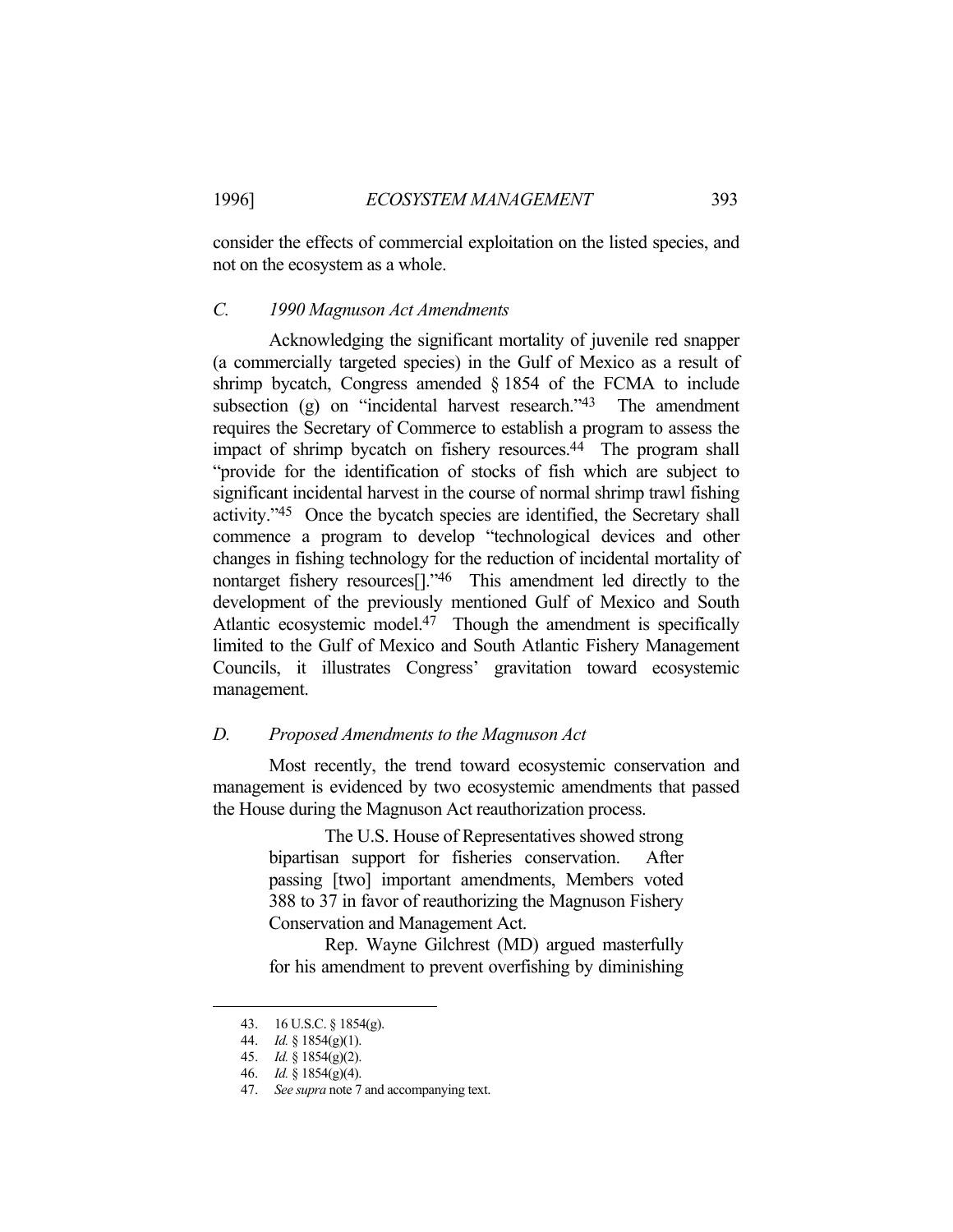consider the effects of commercial exploitation on the listed species, and not on the ecosystem as a whole.

### *C. 1990 Magnuson Act Amendments*

Acknowledging the significant mortality of juvenile red snapper (a commercially targeted species) in the Gulf of Mexico as a result of shrimp bycatch, Congress amended § 1854 of the FCMA to include subsection (g) on "incidental harvest research."[43] The amendment requires the Secretary of Commerce to establish a program to assess the impact of shrimp bycatch on fishery resources.[44] The program shall "provide for the identification of stocks of fish which are subject to significant incidental harvest in the course of normal shrimp trawl fishing activity."[45] Once the bycatch species are identified, the Secretary shall commence a program to develop "technological devices and other changes in fishing technology for the reduction of incidental mortality of nontarget fishery resources[]."[46] This amendment led directly to the development of the previously mentioned Gulf of Mexico and South Atlantic ecosystemic model.[47] Though the amendment is specifically limited to the Gulf of Mexico and South Atlantic Fishery Management Councils, it illustrates Congress' gravitation toward ecosystemic management.

### *D. Proposed Amendments to the Magnuson Act*

Most recently, the trend toward ecosystemic conservation and management is evidenced by two ecosystemic amendments that passed the House during the Magnuson Act reauthorization process.

> The U.S. House of Representatives showed strong bipartisan support for fisheries conservation. After passing [two] important amendments, Members voted 388 to 37 in favor of reauthorizing the Magnuson Fishery Conservation and Management Act.
>
> Rep. Wayne Gilchrest (MD) argued masterfully for his amendment to prevent overfishing by diminishing

---

43. 16 U.S.C. § 1854(g).

44. *Id.* § 1854(g)(1).

45. *Id.* § 1854(g)(2).

46. *Id.* § 1854(g)(4).

47. *See supra* note 7 and accompanying text.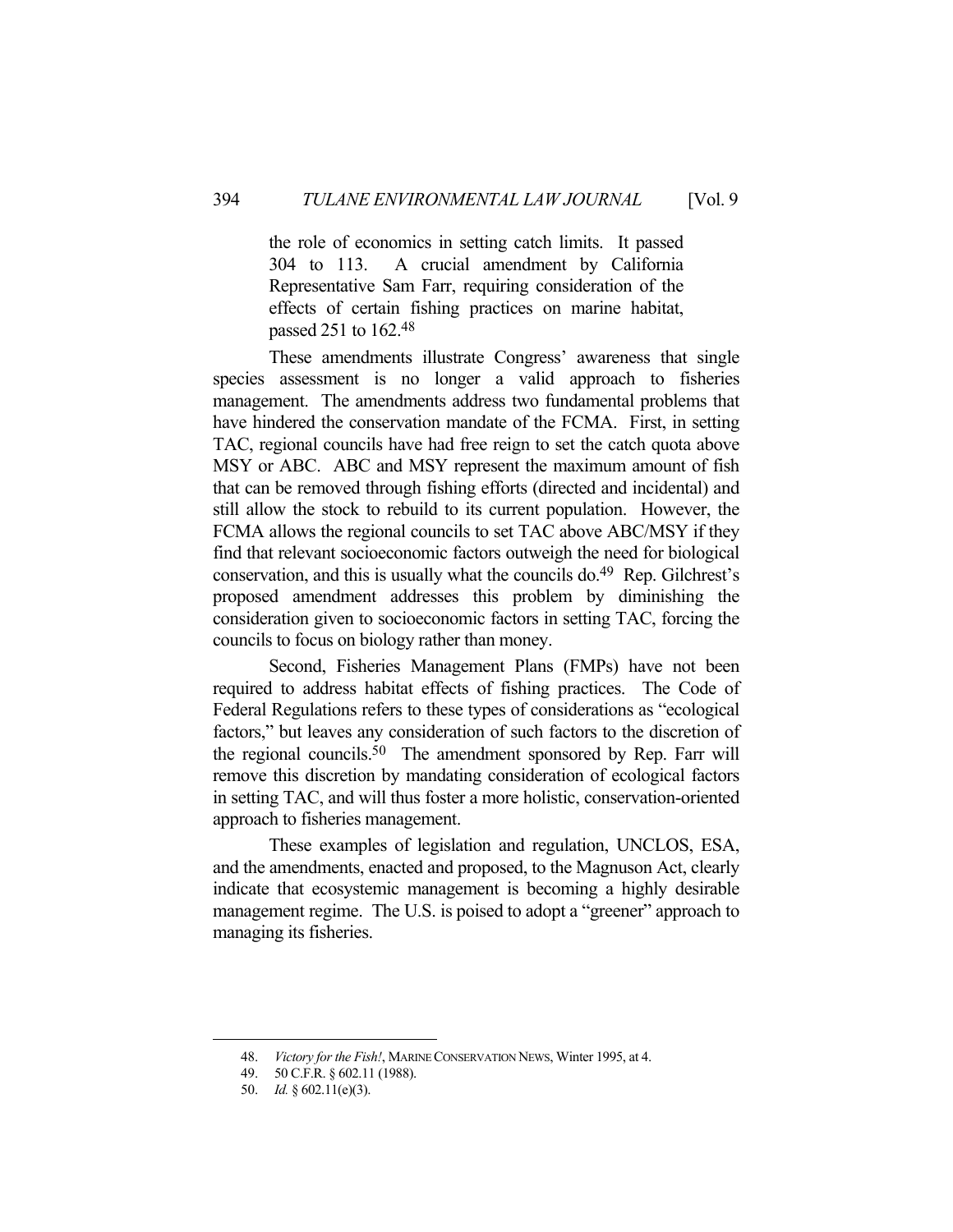> the role of economics in setting catch limits. It passed 304 to 113. A crucial amendment by California Representative Sam Farr, requiring consideration of the effects of certain fishing practices on marine habitat, passed 251 to 162.[48]

These amendments illustrate Congress' awareness that single species assessment is no longer a valid approach to fisheries management. The amendments address two fundamental problems that have hindered the conservation mandate of the FCMA. First, in setting TAC, regional councils have had free reign to set the catch quota above MSY or ABC. ABC and MSY represent the maximum amount of fish that can be removed through fishing efforts (directed and incidental) and still allow the stock to rebuild to its current population. However, the FCMA allows the regional councils to set TAC above ABC/MSY if they find that relevant socioeconomic factors outweigh the need for biological conservation, and this is usually what the councils do.[49] Rep. Gilchrest's proposed amendment addresses this problem by diminishing the consideration given to socioeconomic factors in setting TAC, forcing the councils to focus on biology rather than money.

Second, Fisheries Management Plans (FMPs) have not been required to address habitat effects of fishing practices. The Code of Federal Regulations refers to these types of considerations as "ecological factors," but leaves any consideration of such factors to the discretion of the regional councils.[50] The amendment sponsored by Rep. Farr will remove this discretion by mandating consideration of ecological factors in setting TAC, and will thus foster a more holistic, conservation-oriented approach to fisheries management.

These examples of legislation and regulation, UNCLOS, ESA, and the amendments, enacted and proposed, to the Magnuson Act, clearly indicate that ecosystemic management is becoming a highly desirable management regime. The U.S. is poised to adopt a "greener" approach to managing its fisheries.

---

48. *Victory for the Fish!*, MARINE CONSERVATION NEWS, Winter 1995, at 4.
49. 50 C.F.R. § 602.11 (1988).
50. *Id.* § 602.11(e)(3).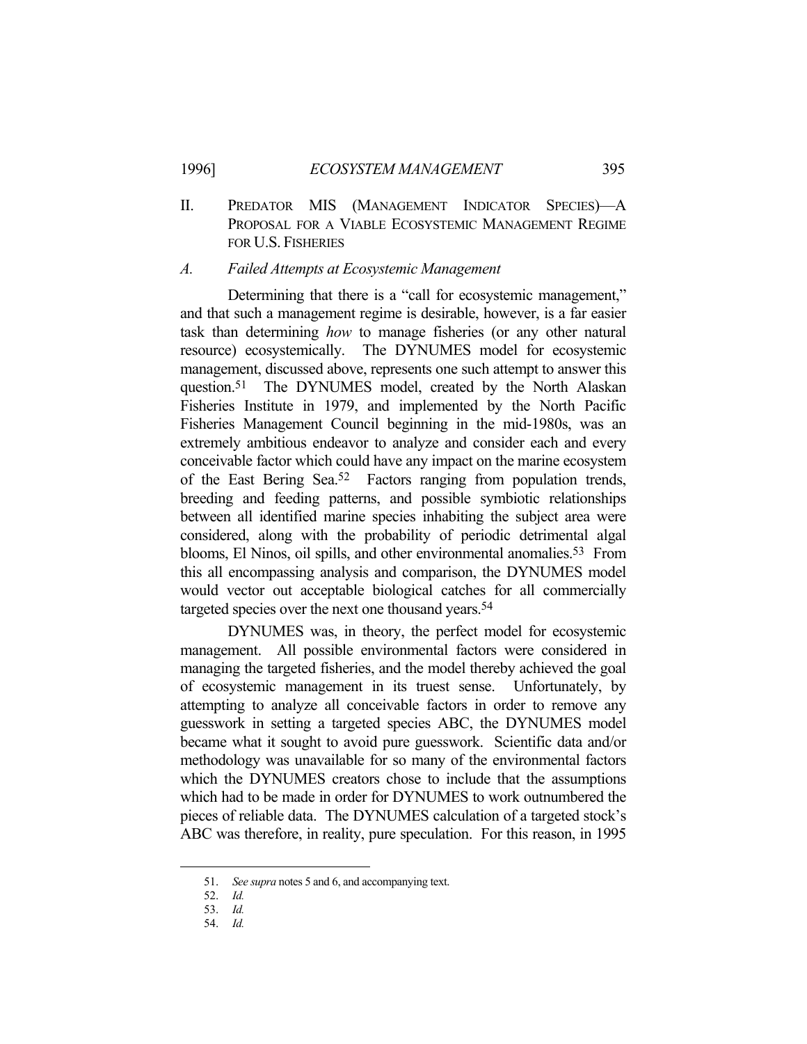## II. PREDATOR MIS (MANAGEMENT INDICATOR SPECIES)—A PROPOSAL FOR A VIABLE ECOSYSTEMIC MANAGEMENT REGIME FOR U.S. FISHERIES

### *A. Failed Attempts at Ecosystemic Management*

Determining that there is a "call for ecosystemic management," and that such a management regime is desirable, however, is a far easier task than determining *how* to manage fisheries (or any other natural resource) ecosystemically. The DYNUMES model for ecosystemic management, discussed above, represents one such attempt to answer this question.[51] The DYNUMES model, created by the North Alaskan Fisheries Institute in 1979, and implemented by the North Pacific Fisheries Management Council beginning in the mid-1980s, was an extremely ambitious endeavor to analyze and consider each and every conceivable factor which could have any impact on the marine ecosystem of the East Bering Sea.[52] Factors ranging from population trends, breeding and feeding patterns, and possible symbiotic relationships between all identified marine species inhabiting the subject area were considered, along with the probability of periodic detrimental algal blooms, El Ninos, oil spills, and other environmental anomalies.[53] From this all encompassing analysis and comparison, the DYNUMES model would vector out acceptable biological catches for all commercially targeted species over the next one thousand years.[54]

DYNUMES was, in theory, the perfect model for ecosystemic management. All possible environmental factors were considered in managing the targeted fisheries, and the model thereby achieved the goal of ecosystemic management in its truest sense. Unfortunately, by attempting to analyze all conceivable factors in order to remove any guesswork in setting a targeted species ABC, the DYNUMES model became what it sought to avoid pure guesswork. Scientific data and/or methodology was unavailable for so many of the environmental factors which the DYNUMES creators chose to include that the assumptions which had to be made in order for DYNUMES to work outnumbered the pieces of reliable data. The DYNUMES calculation of a targeted stock's ABC was therefore, in reality, pure speculation. For this reason, in 1995

---

51. *See supra* notes 5 and 6, and accompanying text.

52. *Id.*

53. *Id.*

54. *Id.*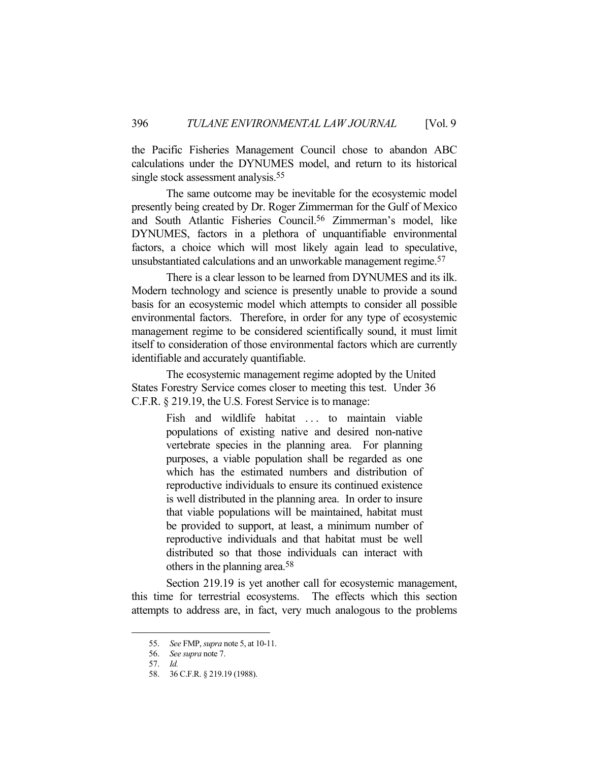the Pacific Fisheries Management Council chose to abandon ABC calculations under the DYNUMES model, and return to its historical single stock assessment analysis.[55]

The same outcome may be inevitable for the ecosystemic model presently being created by Dr. Roger Zimmerman for the Gulf of Mexico and South Atlantic Fisheries Council.[56] Zimmerman's model, like DYNUMES, factors in a plethora of unquantifiable environmental factors, a choice which will most likely again lead to speculative, unsubstantiated calculations and an unworkable management regime.[57]

There is a clear lesson to be learned from DYNUMES and its ilk. Modern technology and science is presently unable to provide a sound basis for an ecosystemic model which attempts to consider all possible environmental factors. Therefore, in order for any type of ecosystemic management regime to be considered scientifically sound, it must limit itself to consideration of those environmental factors which are currently identifiable and accurately quantifiable.

The ecosystemic management regime adopted by the United States Forestry Service comes closer to meeting this test. Under 36 C.F.R. § 219.19, the U.S. Forest Service is to manage:

> Fish and wildlife habitat . . . to maintain viable populations of existing native and desired non-native vertebrate species in the planning area. For planning purposes, a viable population shall be regarded as one which has the estimated numbers and distribution of reproductive individuals to ensure its continued existence is well distributed in the planning area. In order to insure that viable populations will be maintained, habitat must be provided to support, at least, a minimum number of reproductive individuals and that habitat must be well distributed so that those individuals can interact with others in the planning area.[58]

Section 219.19 is yet another call for ecosystemic management, this time for terrestrial ecosystems. The effects which this section attempts to address are, in fact, very much analogous to the problems

---

55. *See* FMP, *supra* note 5, at 10-11.

56. *See supra* note 7.

57. *Id.*

58. 36 C.F.R. § 219.19 (1988).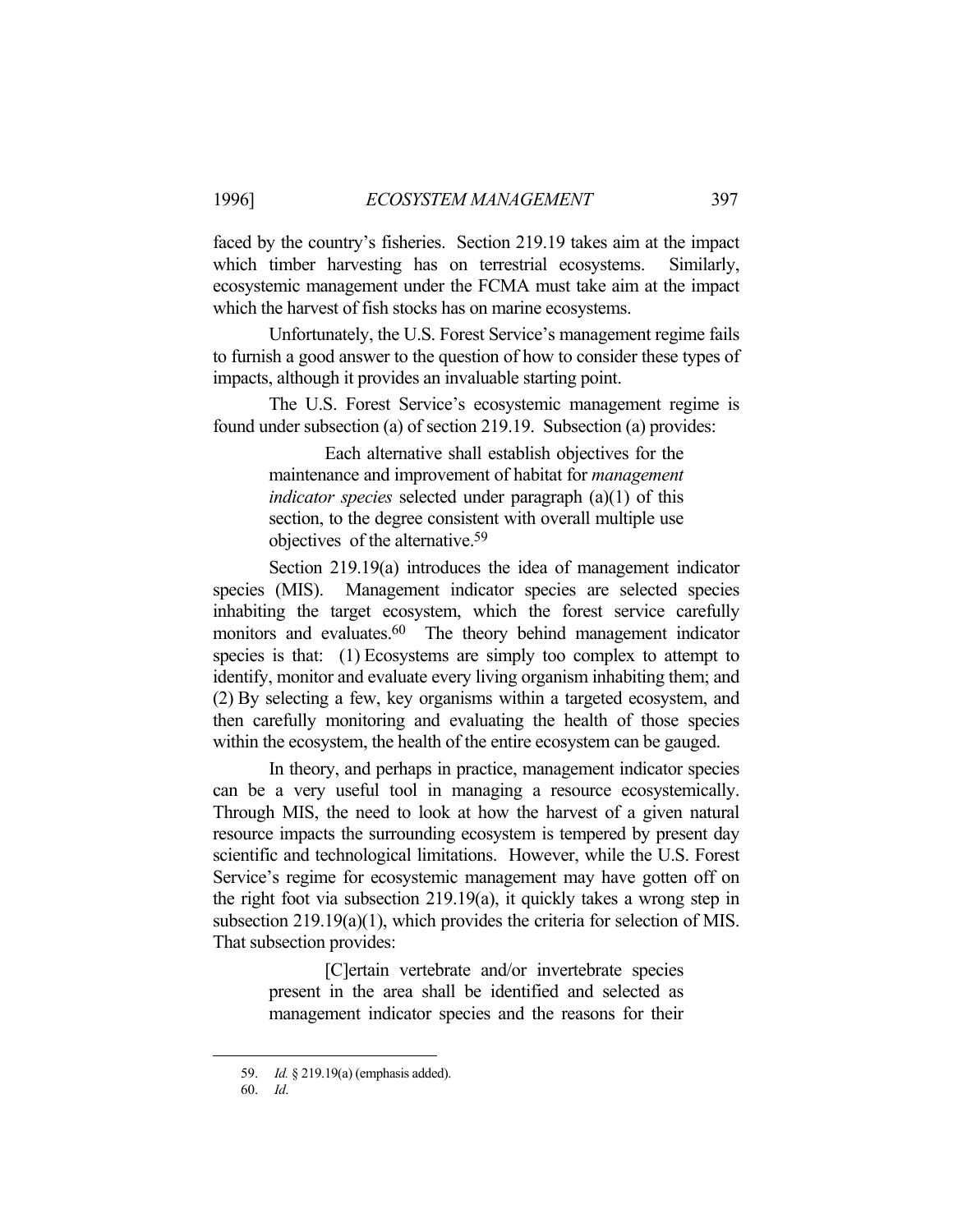faced by the country's fisheries. Section 219.19 takes aim at the impact which timber harvesting has on terrestrial ecosystems. Similarly, ecosystemic management under the FCMA must take aim at the impact which the harvest of fish stocks has on marine ecosystems.

Unfortunately, the U.S. Forest Service's management regime fails to furnish a good answer to the question of how to consider these types of impacts, although it provides an invaluable starting point.

The U.S. Forest Service's ecosystemic management regime is found under subsection (a) of section 219.19. Subsection (a) provides:

> Each alternative shall establish objectives for the maintenance and improvement of habitat for *management indicator species* selected under paragraph (a)(1) of this section, to the degree consistent with overall multiple use objectives of the alternative.[59]

Section 219.19(a) introduces the idea of management indicator species (MIS). Management indicator species are selected species inhabiting the target ecosystem, which the forest service carefully monitors and evaluates.[60] The theory behind management indicator species is that: (1) Ecosystems are simply too complex to attempt to identify, monitor and evaluate every living organism inhabiting them; and (2) By selecting a few, key organisms within a targeted ecosystem, and then carefully monitoring and evaluating the health of those species within the ecosystem, the health of the entire ecosystem can be gauged.

In theory, and perhaps in practice, management indicator species can be a very useful tool in managing a resource ecosystemically. Through MIS, the need to look at how the harvest of a given natural resource impacts the surrounding ecosystem is tempered by present day scientific and technological limitations. However, while the U.S. Forest Service's regime for ecosystemic management may have gotten off on the right foot via subsection 219.19(a), it quickly takes a wrong step in subsection 219.19(a)(1), which provides the criteria for selection of MIS. That subsection provides:

> [C]ertain vertebrate and/or invertebrate species present in the area shall be identified and selected as management indicator species and the reasons for their

59. *Id.* § 219.19(a) (emphasis added).

60. *Id.*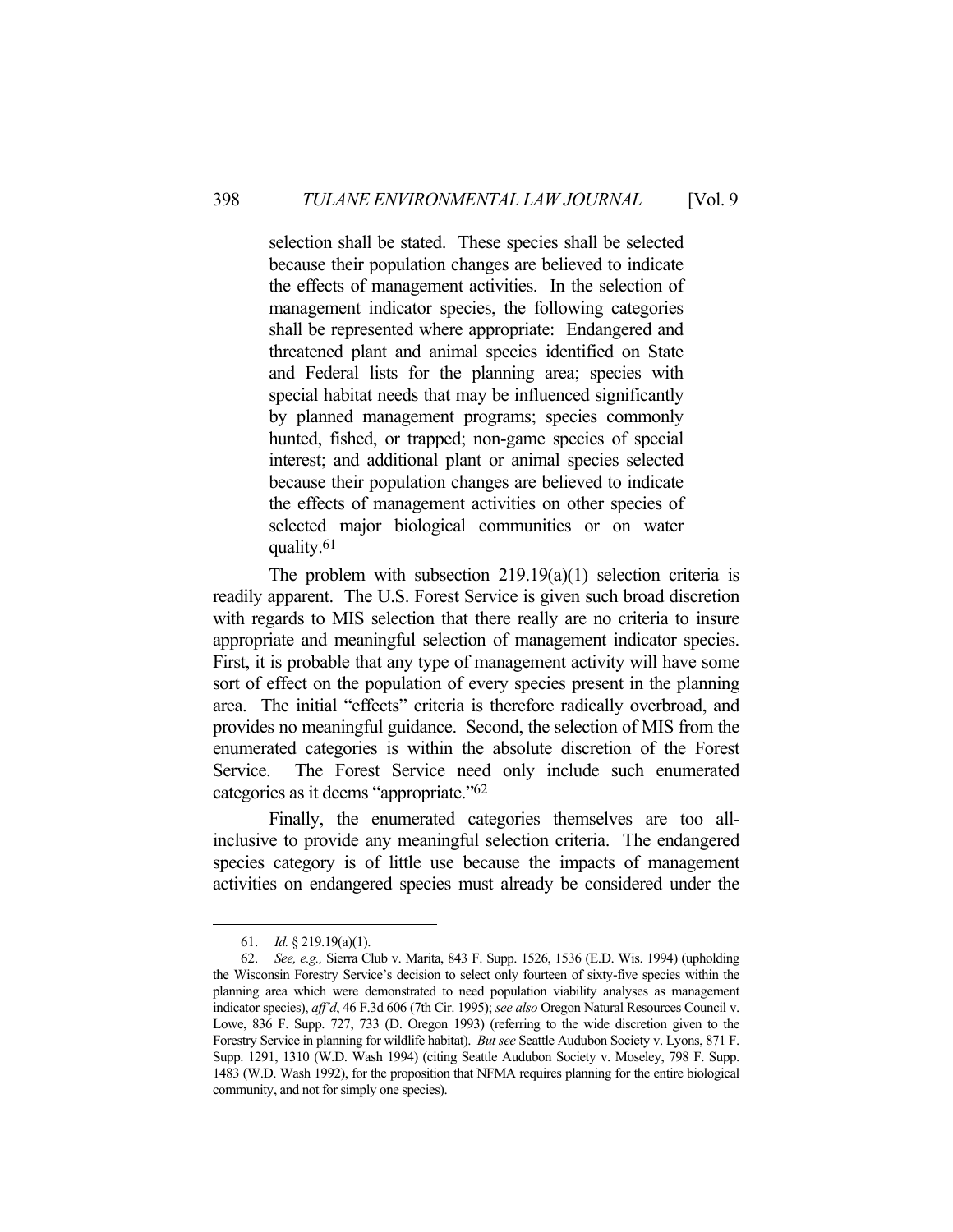> selection shall be stated. These species shall be selected because their population changes are believed to indicate the effects of management activities. In the selection of management indicator species, the following categories shall be represented where appropriate: Endangered and threatened plant and animal species identified on State and Federal lists for the planning area; species with special habitat needs that may be influenced significantly by planned management programs; species commonly hunted, fished, or trapped; non-game species of special interest; and additional plant or animal species selected because their population changes are believed to indicate the effects of management activities on other species of selected major biological communities or on water quality.[61]

The problem with subsection 219.19(a)(1) selection criteria is readily apparent. The U.S. Forest Service is given such broad discretion with regards to MIS selection that there really are no criteria to insure appropriate and meaningful selection of management indicator species. First, it is probable that any type of management activity will have some sort of effect on the population of every species present in the planning area. The initial "effects" criteria is therefore radically overbroad, and provides no meaningful guidance. Second, the selection of MIS from the enumerated categories is within the absolute discretion of the Forest Service. The Forest Service need only include such enumerated categories as it deems "appropriate."[62]

Finally, the enumerated categories themselves are too all-inclusive to provide any meaningful selection criteria. The endangered species category is of little use because the impacts of management activities on endangered species must already be considered under the

---

61. *Id.* § 219.19(a)(1).

62. *See, e.g.,* Sierra Club v. Marita, 843 F. Supp. 1526, 1536 (E.D. Wis. 1994) (upholding the Wisconsin Forestry Service's decision to select only fourteen of sixty-five species within the planning area which were demonstrated to need population viability analyses as management indicator species), *aff'd*, 46 F.3d 606 (7th Cir. 1995); *see also* Oregon Natural Resources Council v. Lowe, 836 F. Supp. 727, 733 (D. Oregon 1993) (referring to the wide discretion given to the Forestry Service in planning for wildlife habitat). *But see* Seattle Audubon Society v. Lyons, 871 F. Supp. 1291, 1310 (W.D. Wash 1994) (citing Seattle Audubon Society v. Moseley, 798 F. Supp. 1483 (W.D. Wash 1992), for the proposition that NFMA requires planning for the entire biological community, and not for simply one species).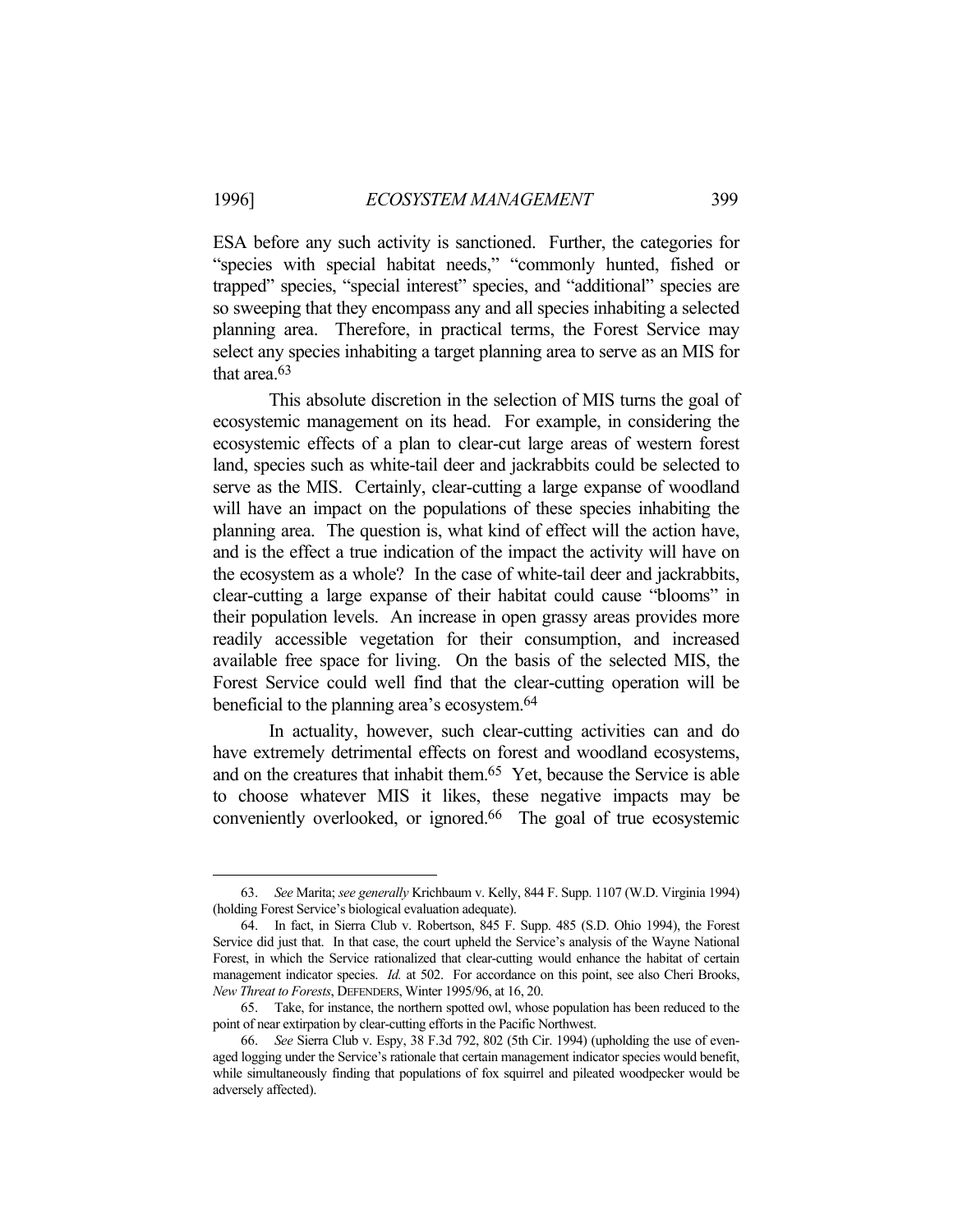ESA before any such activity is sanctioned. Further, the categories for "species with special habitat needs," "commonly hunted, fished or trapped" species, "special interest" species, and "additional" species are so sweeping that they encompass any and all species inhabiting a selected planning area. Therefore, in practical terms, the Forest Service may select any species inhabiting a target planning area to serve as an MIS for that area.[63]

This absolute discretion in the selection of MIS turns the goal of ecosystemic management on its head. For example, in considering the ecosystemic effects of a plan to clear-cut large areas of western forest land, species such as white-tail deer and jackrabbits could be selected to serve as the MIS. Certainly, clear-cutting a large expanse of woodland will have an impact on the populations of these species inhabiting the planning area. The question is, what kind of effect will the action have, and is the effect a true indication of the impact the activity will have on the ecosystem as a whole? In the case of white-tail deer and jackrabbits, clear-cutting a large expanse of their habitat could cause "blooms" in their population levels. An increase in open grassy areas provides more readily accessible vegetation for their consumption, and increased available free space for living. On the basis of the selected MIS, the Forest Service could well find that the clear-cutting operation will be beneficial to the planning area's ecosystem.[64]

In actuality, however, such clear-cutting activities can and do have extremely detrimental effects on forest and woodland ecosystems, and on the creatures that inhabit them.[65] Yet, because the Service is able to choose whatever MIS it likes, these negative impacts may be conveniently overlooked, or ignored.[66] The goal of true ecosystemic

---

63. *See* Marita; *see generally* Krichbaum v. Kelly, 844 F. Supp. 1107 (W.D. Virginia 1994) (holding Forest Service's biological evaluation adequate).

64. In fact, in Sierra Club v. Robertson, 845 F. Supp. 485 (S.D. Ohio 1994), the Forest Service did just that. In that case, the court upheld the Service's analysis of the Wayne National Forest, in which the Service rationalized that clear-cutting would enhance the habitat of certain management indicator species. *Id.* at 502. For accordance on this point, see also Cheri Brooks, *New Threat to Forests*, DEFENDERS, Winter 1995/96, at 16, 20.

65. Take, for instance, the northern spotted owl, whose population has been reduced to the point of near extirpation by clear-cutting efforts in the Pacific Northwest.

66. *See* Sierra Club v. Espy, 38 F.3d 792, 802 (5th Cir. 1994) (upholding the use of even-aged logging under the Service's rationale that certain management indicator species would benefit, while simultaneously finding that populations of fox squirrel and pileated woodpecker would be adversely affected).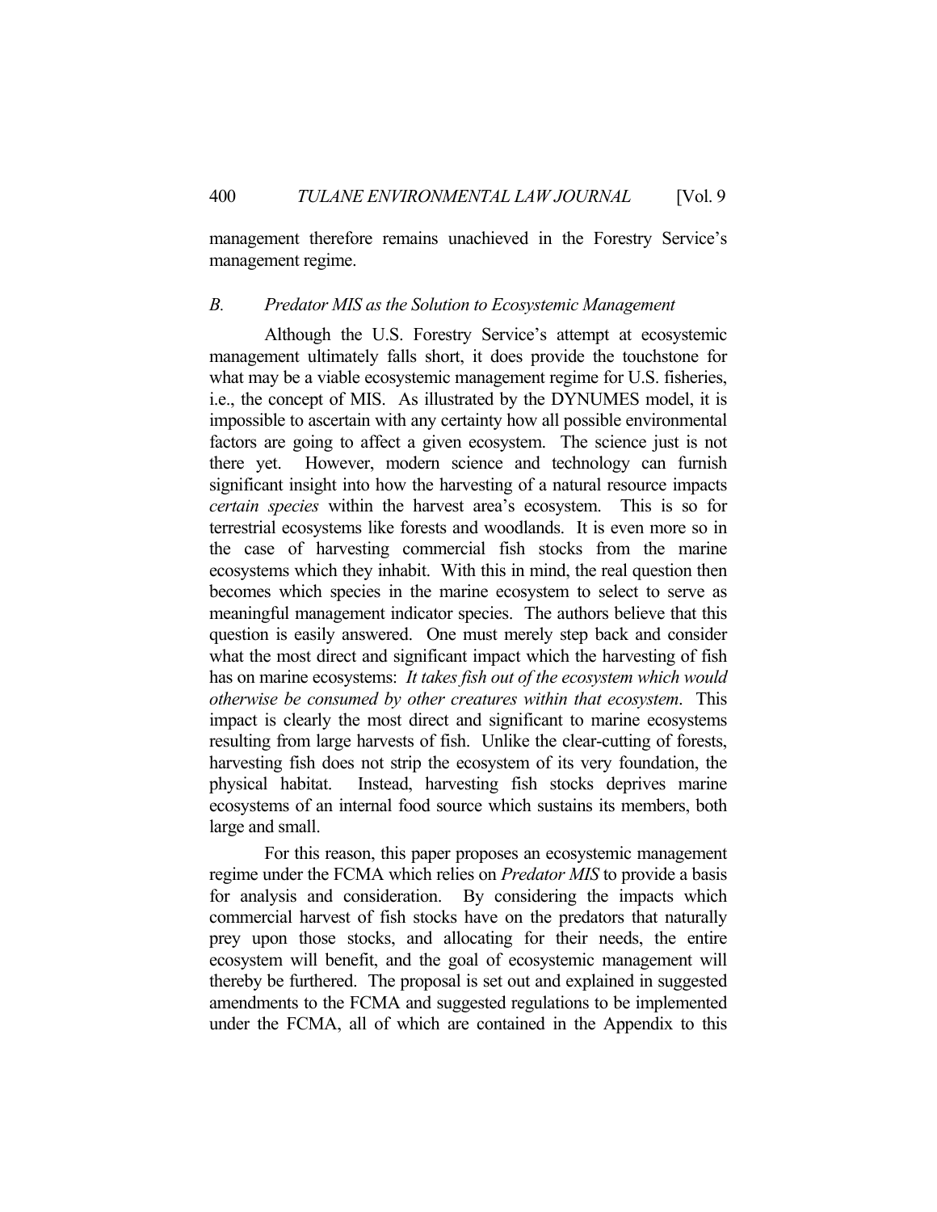management therefore remains unachieved in the Forestry Service's management regime.

### *B. Predator MIS as the Solution to Ecosystemic Management*

Although the U.S. Forestry Service's attempt at ecosystemic management ultimately falls short, it does provide the touchstone for what may be a viable ecosystemic management regime for U.S. fisheries, i.e., the concept of MIS. As illustrated by the DYNUMES model, it is impossible to ascertain with any certainty how all possible environmental factors are going to affect a given ecosystem. The science just is not there yet. However, modern science and technology can furnish significant insight into how the harvesting of a natural resource impacts *certain species* within the harvest area's ecosystem. This is so for terrestrial ecosystems like forests and woodlands. It is even more so in the case of harvesting commercial fish stocks from the marine ecosystems which they inhabit. With this in mind, the real question then becomes which species in the marine ecosystem to select to serve as meaningful management indicator species. The authors believe that this question is easily answered. One must merely step back and consider what the most direct and significant impact which the harvesting of fish has on marine ecosystems: *It takes fish out of the ecosystem which would otherwise be consumed by other creatures within that ecosystem*. This impact is clearly the most direct and significant to marine ecosystems resulting from large harvests of fish. Unlike the clear-cutting of forests, harvesting fish does not strip the ecosystem of its very foundation, the physical habitat. Instead, harvesting fish stocks deprives marine ecosystems of an internal food source which sustains its members, both large and small.

For this reason, this paper proposes an ecosystemic management regime under the FCMA which relies on *Predator MIS* to provide a basis for analysis and consideration. By considering the impacts which commercial harvest of fish stocks have on the predators that naturally prey upon those stocks, and allocating for their needs, the entire ecosystem will benefit, and the goal of ecosystemic management will thereby be furthered. The proposal is set out and explained in suggested amendments to the FCMA and suggested regulations to be implemented under the FCMA, all of which are contained in the Appendix to this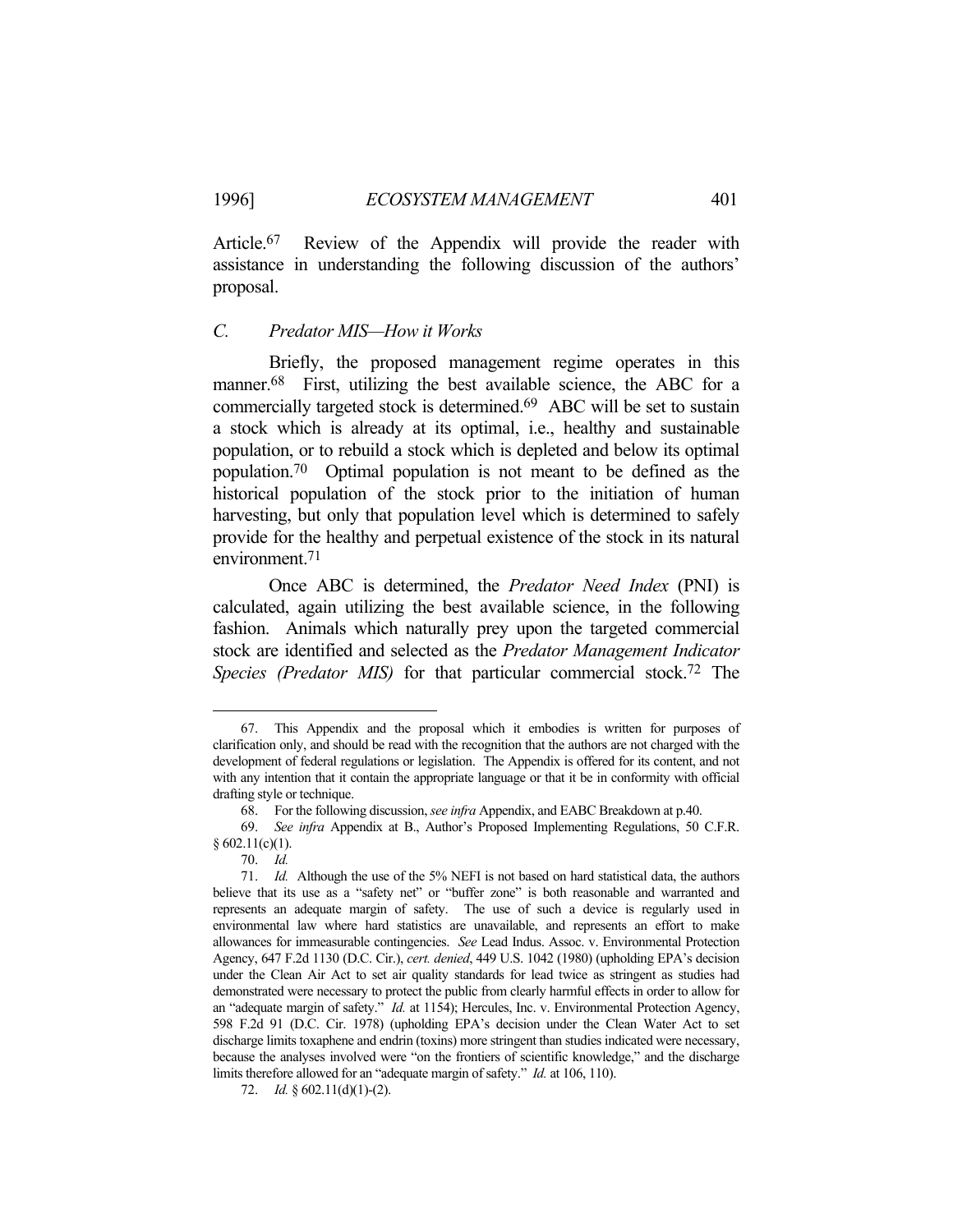Article.[67] Review of the Appendix will provide the reader with assistance in understanding the following discussion of the authors' proposal.

### *C. Predator MIS—How it Works*

Briefly, the proposed management regime operates in this manner.[68] First, utilizing the best available science, the ABC for a commercially targeted stock is determined.[69] ABC will be set to sustain a stock which is already at its optimal, i.e., healthy and sustainable population, or to rebuild a stock which is depleted and below its optimal population.[70] Optimal population is not meant to be defined as the historical population of the stock prior to the initiation of human harvesting, but only that population level which is determined to safely provide for the healthy and perpetual existence of the stock in its natural environment.[71]

Once ABC is determined, the *Predator Need Index* (PNI) is calculated, again utilizing the best available science, in the following fashion. Animals which naturally prey upon the targeted commercial stock are identified and selected as the *Predator Management Indicator Species (Predator MIS)* for that particular commercial stock.[72] The

---

67. This Appendix and the proposal which it embodies is written for purposes of clarification only, and should be read with the recognition that the authors are not charged with the development of federal regulations or legislation. The Appendix is offered for its content, and not with any intention that it contain the appropriate language or that it be in conformity with official drafting style or technique.

68. For the following discussion, *see infra* Appendix, and EABC Breakdown at p.40.

69. *See infra* Appendix at B., Author's Proposed Implementing Regulations, 50 C.F.R. § 602.11(c)(1).

70. *Id.*

71. *Id.* Although the use of the 5% NEFI is not based on hard statistical data, the authors believe that its use as a "safety net" or "buffer zone" is both reasonable and warranted and represents an adequate margin of safety. The use of such a device is regularly used in environmental law where hard statistics are unavailable, and represents an effort to make allowances for immeasurable contingencies. *See* Lead Indus. Assoc. v. Environmental Protection Agency, 647 F.2d 1130 (D.C. Cir.), *cert. denied*, 449 U.S. 1042 (1980) (upholding EPA's decision under the Clean Air Act to set air quality standards for lead twice as stringent as studies had demonstrated were necessary to protect the public from clearly harmful effects in order to allow for an "adequate margin of safety." *Id.* at 1154); Hercules, Inc. v. Environmental Protection Agency, 598 F.2d 91 (D.C. Cir. 1978) (upholding EPA's decision under the Clean Water Act to set discharge limits toxaphene and endrin (toxins) more stringent than studies indicated were necessary, because the analyses involved were "on the frontiers of scientific knowledge," and the discharge limits therefore allowed for an "adequate margin of safety." *Id.* at 106, 110).

72. *Id.* § 602.11(d)(1)-(2).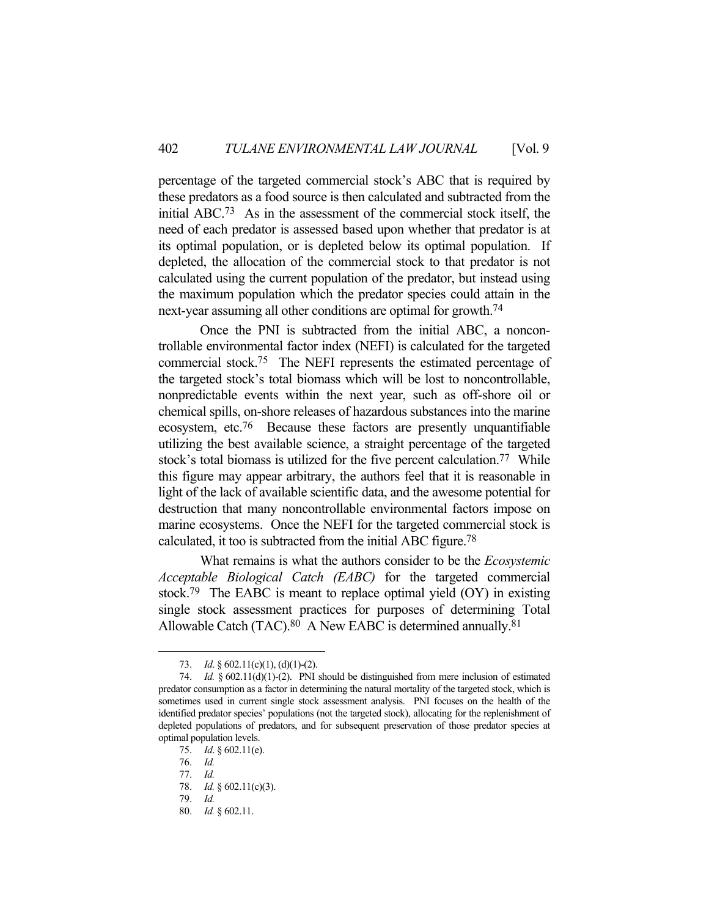percentage of the targeted commercial stock's ABC that is required by these predators as a food source is then calculated and subtracted from the initial ABC.[73] As in the assessment of the commercial stock itself, the need of each predator is assessed based upon whether that predator is at its optimal population, or is depleted below its optimal population. If depleted, the allocation of the commercial stock to that predator is not calculated using the current population of the predator, but instead using the maximum population which the predator species could attain in the next-year assuming all other conditions are optimal for growth.[74]

Once the PNI is subtracted from the initial ABC, a noncontrollable environmental factor index (NEFI) is calculated for the targeted commercial stock.[75] The NEFI represents the estimated percentage of the targeted stock's total biomass which will be lost to noncontrollable, nonpredictable events within the next year, such as off-shore oil or chemical spills, on-shore releases of hazardous substances into the marine ecosystem, etc.[76] Because these factors are presently unquantifiable utilizing the best available science, a straight percentage of the targeted stock's total biomass is utilized for the five percent calculation.[77] While this figure may appear arbitrary, the authors feel that it is reasonable in light of the lack of available scientific data, and the awesome potential for destruction that many noncontrollable environmental factors impose on marine ecosystems. Once the NEFI for the targeted commercial stock is calculated, it too is subtracted from the initial ABC figure.[78]

What remains is what the authors consider to be the *Ecosystemic Acceptable Biological Catch (EABC)* for the targeted commercial stock.[79] The EABC is meant to replace optimal yield (OY) in existing single stock assessment practices for purposes of determining Total Allowable Catch (TAC).[80] A New EABC is determined annually.[81]

---

73. *Id.* § 602.11(c)(1), (d)(1)-(2).

74. *Id.* § 602.11(d)(1)-(2). PNI should be distinguished from mere inclusion of estimated predator consumption as a factor in determining the natural mortality of the targeted stock, which is sometimes used in current single stock assessment analysis. PNI focuses on the health of the identified predator species' populations (not the targeted stock), allocating for the replenishment of depleted populations of predators, and for subsequent preservation of those predator species at optimal population levels.

75. *Id.* § 602.11(e).

76. *Id.*

77. *Id.*

78. *Id.* § 602.11(c)(3).

79. *Id.*

80. *Id.* § 602.11.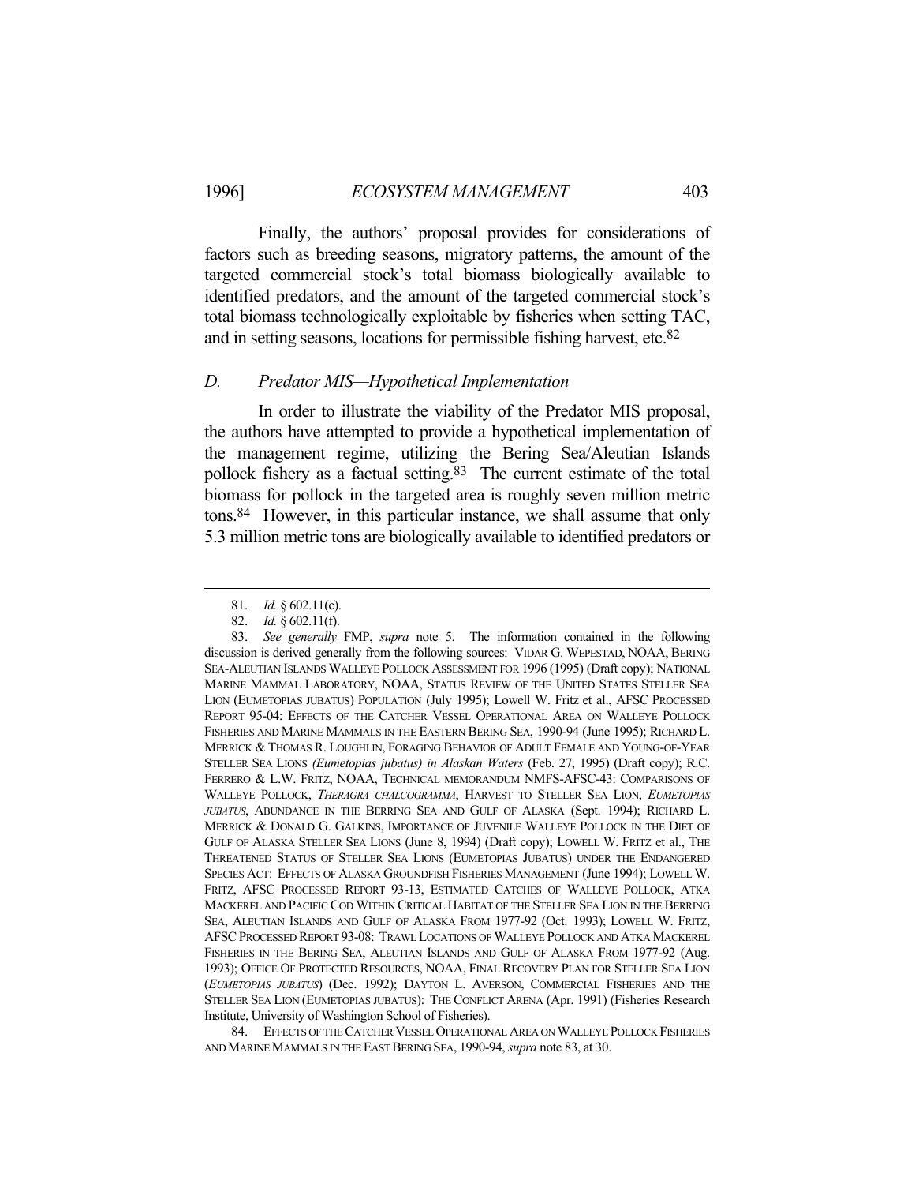Finally, the authors' proposal provides for considerations of factors such as breeding seasons, migratory patterns, the amount of the targeted commercial stock's total biomass biologically available to identified predators, and the amount of the targeted commercial stock's total biomass technologically exploitable by fisheries when setting TAC, and in setting seasons, locations for permissible fishing harvest, etc.[82]

### *D. Predator MIS—Hypothetical Implementation*

In order to illustrate the viability of the Predator MIS proposal, the authors have attempted to provide a hypothetical implementation of the management regime, utilizing the Bering Sea/Aleutian Islands pollock fishery as a factual setting.[83] The current estimate of the total biomass for pollock in the targeted area is roughly seven million metric tons.[84] However, in this particular instance, we shall assume that only 5.3 million metric tons are biologically available to identified predators or

---

81. *Id.* § 602.11(c).

82. *Id.* § 602.11(f).

83. *See generally* FMP, *supra* note 5. The information contained in the following discussion is derived generally from the following sources: VIDAR G. WEPESTAD, NOAA, BERING SEA-ALEUTIAN ISLANDS WALLEYE POLLOCK ASSESSMENT FOR 1996 (1995) (Draft copy); NATIONAL MARINE MAMMAL LABORATORY, NOAA, STATUS REVIEW OF THE UNITED STATES STELLER SEA LION (EUMETOPIAS JUBATUS) POPULATION (July 1995); Lowell W. Fritz et al., AFSC PROCESSED REPORT 95-04: EFFECTS OF THE CATCHER VESSEL OPERATIONAL AREA ON WALLEYE POLLOCK FISHERIES AND MARINE MAMMALS IN THE EASTERN BERING SEA, 1990-94 (June 1995); RICHARD L. MERRICK & THOMAS R. LOUGHLIN, FORAGING BEHAVIOR OF ADULT FEMALE AND YOUNG-OF-YEAR STELLER SEA LIONS *(Eumetopias jubatus) in Alaskan Waters* (Feb. 27, 1995) (Draft copy); R.C. FERRERO & L.W. FRITZ, NOAA, TECHNICAL MEMORANDUM NMFS-AFSC-43: COMPARISONS OF WALLEYE POLLOCK, *THERAGRA CHALCOGRAMMA*, HARVEST TO STELLER SEA LION, *EUMETOPIAS JUBATUS*, ABUNDANCE IN THE BERRING SEA AND GULF OF ALASKA (Sept. 1994); RICHARD L. MERRICK & DONALD G. GALKINS, IMPORTANCE OF JUVENILE WALLEYE POLLOCK IN THE DIET OF GULF OF ALASKA STELLER SEA LIONS (June 8, 1994) (Draft copy); LOWELL W. FRITZ et al., THE THREATENED STATUS OF STELLER SEA LIONS (EUMETOPIAS JUBATUS) UNDER THE ENDANGERED SPECIES ACT: EFFECTS OF ALASKA GROUNDFISH FISHERIES MANAGEMENT (June 1994); LOWELL W. FRITZ, AFSC PROCESSED REPORT 93-13, ESTIMATED CATCHES OF WALLEYE POLLOCK, ATKA MACKEREL AND PACIFIC COD WITHIN CRITICAL HABITAT OF THE STELLER SEA LION IN THE BERRING SEA, ALEUTIAN ISLANDS AND GULF OF ALASKA FROM 1977-92 (Oct. 1993); LOWELL W. FRITZ, AFSC PROCESSED REPORT 93-08: TRAWL LOCATIONS OF WALLEYE POLLOCK AND ATKA MACKEREL FISHERIES IN THE BERING SEA, ALEUTIAN ISLANDS AND GULF OF ALASKA FROM 1977-92 (Aug. 1993); OFFICE OF PROTECTED RESOURCES, NOAA, FINAL RECOVERY PLAN FOR STELLER SEA LION (*EUMETOPIAS JUBATUS*) (Dec. 1992); DAYTON L. AVERSON, COMMERCIAL FISHERIES AND THE STELLER SEA LION (EUMETOPIAS JUBATUS): THE CONFLICT ARENA (Apr. 1991) (Fisheries Research Institute, University of Washington School of Fisheries).

84. EFFECTS OF THE CATCHER VESSEL OPERATIONAL AREA ON WALLEYE POLLOCK FISHERIES AND MARINE MAMMALS IN THE EAST BERING SEA, 1990-94, *supra* note 83, at 30.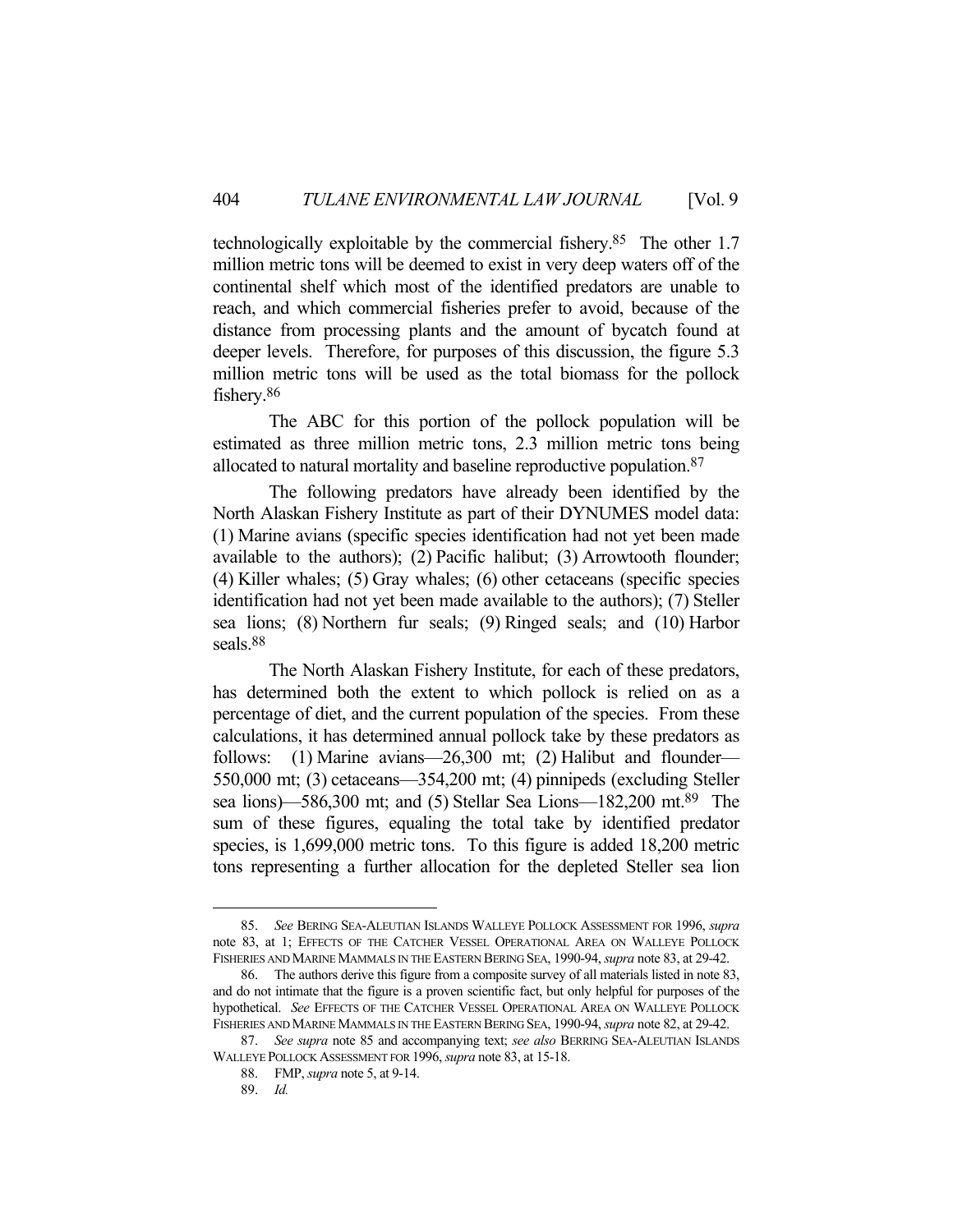technologically exploitable by the commercial fishery.[85] The other 1.7 million metric tons will be deemed to exist in very deep waters off of the continental shelf which most of the identified predators are unable to reach, and which commercial fisheries prefer to avoid, because of the distance from processing plants and the amount of bycatch found at deeper levels. Therefore, for purposes of this discussion, the figure 5.3 million metric tons will be used as the total biomass for the pollock fishery.[86]

The ABC for this portion of the pollock population will be estimated as three million metric tons, 2.3 million metric tons being allocated to natural mortality and baseline reproductive population.[87]

The following predators have already been identified by the North Alaskan Fishery Institute as part of their DYNUMES model data: (1) Marine avians (specific species identification had not yet been made available to the authors); (2) Pacific halibut; (3) Arrowtooth flounder; (4) Killer whales; (5) Gray whales; (6) other cetaceans (specific species identification had not yet been made available to the authors); (7) Steller sea lions; (8) Northern fur seals; (9) Ringed seals; and (10) Harbor seals.[88]

The North Alaskan Fishery Institute, for each of these predators, has determined both the extent to which pollock is relied on as a percentage of diet, and the current population of the species. From these calculations, it has determined annual pollock take by these predators as follows: (1) Marine avians—26,300 mt; (2) Halibut and flounder—550,000 mt; (3) cetaceans—354,200 mt; (4) pinnipeds (excluding Steller sea lions)—586,300 mt; and (5) Stellar Sea Lions—182,200 mt.[89] The sum of these figures, equaling the total take by identified predator species, is 1,699,000 metric tons. To this figure is added 18,200 metric tons representing a further allocation for the depleted Steller sea lion

---

85. *See* BERING SEA-ALEUTIAN ISLANDS WALLEYE POLLOCK ASSESSMENT FOR 1996, *supra* note 83, at 1; EFFECTS OF THE CATCHER VESSEL OPERATIONAL AREA ON WALLEYE POLLOCK FISHERIES AND MARINE MAMMALS IN THE EASTERN BERING SEA, 1990-94, *supra* note 83, at 29-42.

86. The authors derive this figure from a composite survey of all materials listed in note 83, and do not intimate that the figure is a proven scientific fact, but only helpful for purposes of the hypothetical. *See* EFFECTS OF THE CATCHER VESSEL OPERATIONAL AREA ON WALLEYE POLLOCK FISHERIES AND MARINE MAMMALS IN THE EASTERN BERING SEA, 1990-94, *supra* note 82, at 29-42.

87. *See supra* note 85 and accompanying text; *see also* BERRING SEA-ALEUTIAN ISLANDS WALLEYE POLLOCK ASSESSMENT FOR 1996, *supra* note 83, at 15-18.

88. FMP, *supra* note 5, at 9-14.

89. *Id.*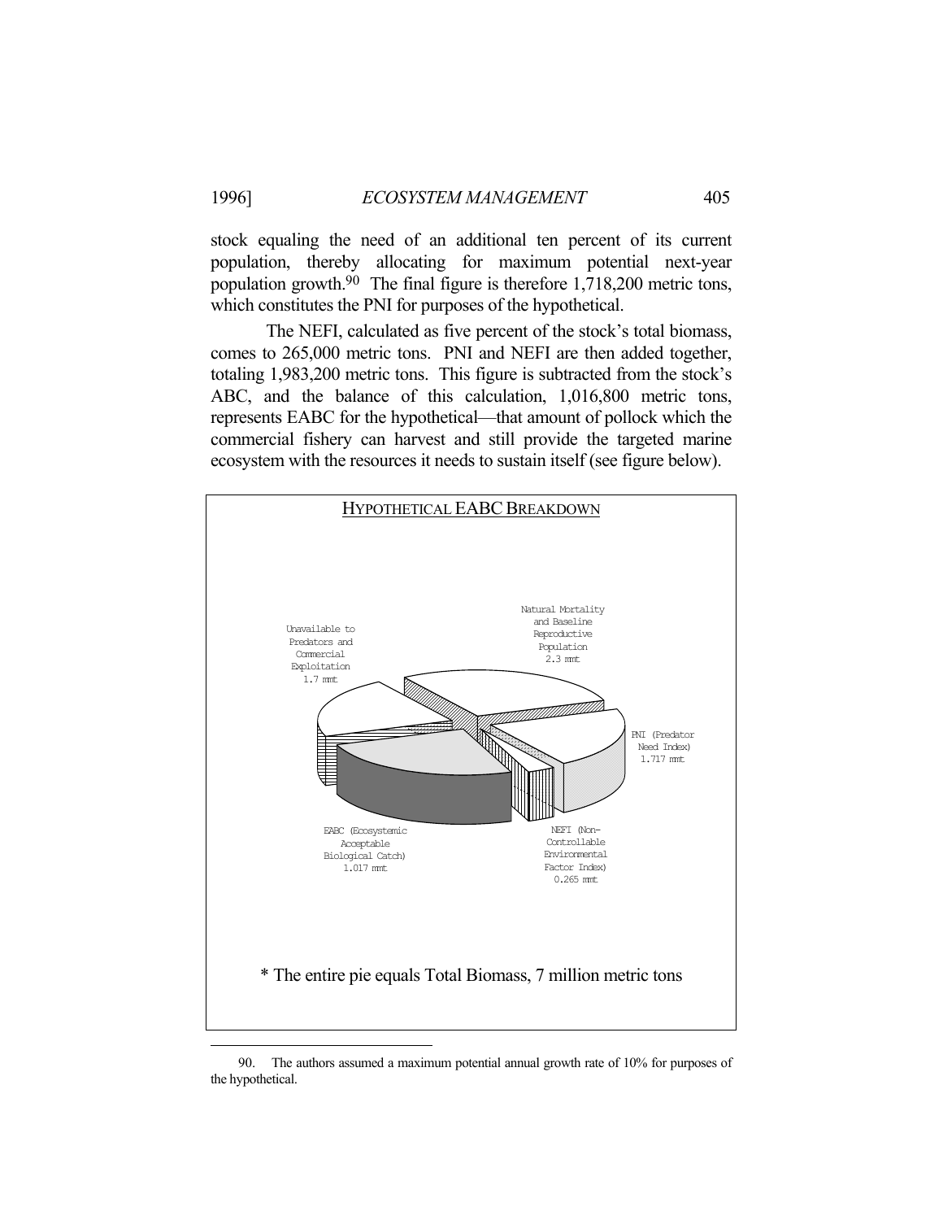stock equaling the need of an additional ten percent of its current population, thereby allocating for maximum potential next-year population growth.[90] The final figure is therefore 1,718,200 metric tons, which constitutes the PNI for purposes of the hypothetical.

The NEFI, calculated as five percent of the stock's total biomass, comes to 265,000 metric tons. PNI and NEFI are then added together, totaling 1,983,200 metric tons. This figure is subtracted from the stock's ABC, and the balance of this calculation, 1,016,800 metric tons, represents EABC for the hypothetical—that amount of pollock which the commercial fishery can harvest and still provide the targeted marine ecosystem with the resources it needs to sustain itself (see figure below).

HYPOTHETICAL EABC BREAKDOWN

Unavailable to Predators and Commercial Exploitation 1.7 mmt

Natural Mortality and Baseline Reproductive Population 2.3 mmt

PNI (Predator Need Index) 1.717 mmt

EABC (Ecosystemic Acceptable Biological Catch) 1.017 mmt

NEFI (Non-Controllable Environmental Factor Index) 0.265 mmt

* The entire pie equals Total Biomass, 7 million metric tons

---

90. The authors assumed a maximum potential annual growth rate of 10% for purposes of the hypothetical.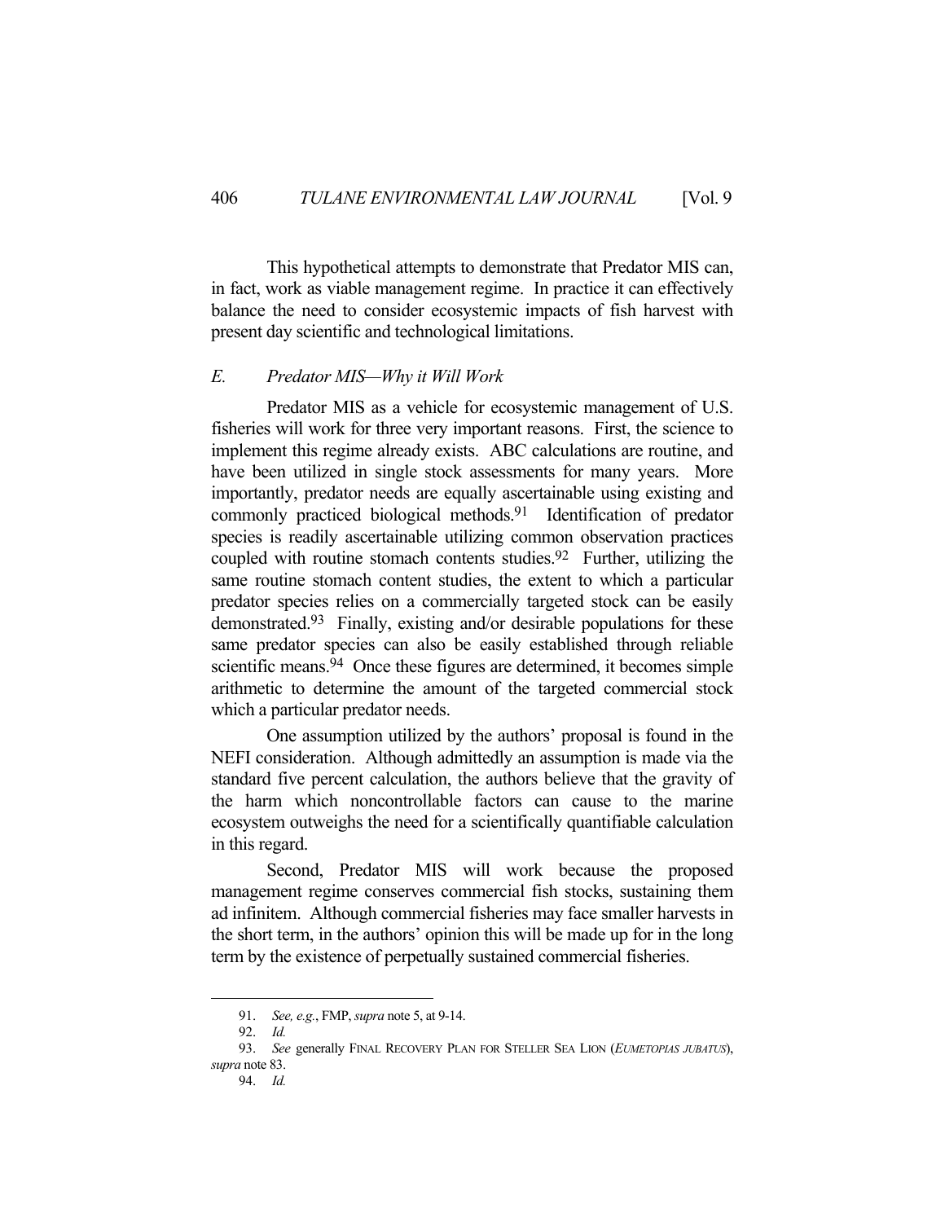This hypothetical attempts to demonstrate that Predator MIS can, in fact, work as viable management regime. In practice it can effectively balance the need to consider ecosystemic impacts of fish harvest with present day scientific and technological limitations.

### *E. Predator MIS—Why it Will Work*

Predator MIS as a vehicle for ecosystemic management of U.S. fisheries will work for three very important reasons. First, the science to implement this regime already exists. ABC calculations are routine, and have been utilized in single stock assessments for many years. More importantly, predator needs are equally ascertainable using existing and commonly practiced biological methods.[91] Identification of predator species is readily ascertainable utilizing common observation practices coupled with routine stomach contents studies.[92] Further, utilizing the same routine stomach content studies, the extent to which a particular predator species relies on a commercially targeted stock can be easily demonstrated.[93] Finally, existing and/or desirable populations for these same predator species can also be easily established through reliable scientific means.[94] Once these figures are determined, it becomes simple arithmetic to determine the amount of the targeted commercial stock which a particular predator needs.

One assumption utilized by the authors' proposal is found in the NEFI consideration. Although admittedly an assumption is made via the standard five percent calculation, the authors believe that the gravity of the harm which noncontrollable factors can cause to the marine ecosystem outweighs the need for a scientifically quantifiable calculation in this regard.

Second, Predator MIS will work because the proposed management regime conserves commercial fish stocks, sustaining them ad infinitem. Although commercial fisheries may face smaller harvests in the short term, in the authors' opinion this will be made up for in the long term by the existence of perpetually sustained commercial fisheries.

---

91. *See, e.g.*, FMP, *supra* note 5, at 9-14.

92. *Id.*

93. *See* generally FINAL RECOVERY PLAN FOR STELLER SEA LION (*EUMETOPIAS JUBATUS*), *supra* note 83.

94. *Id.*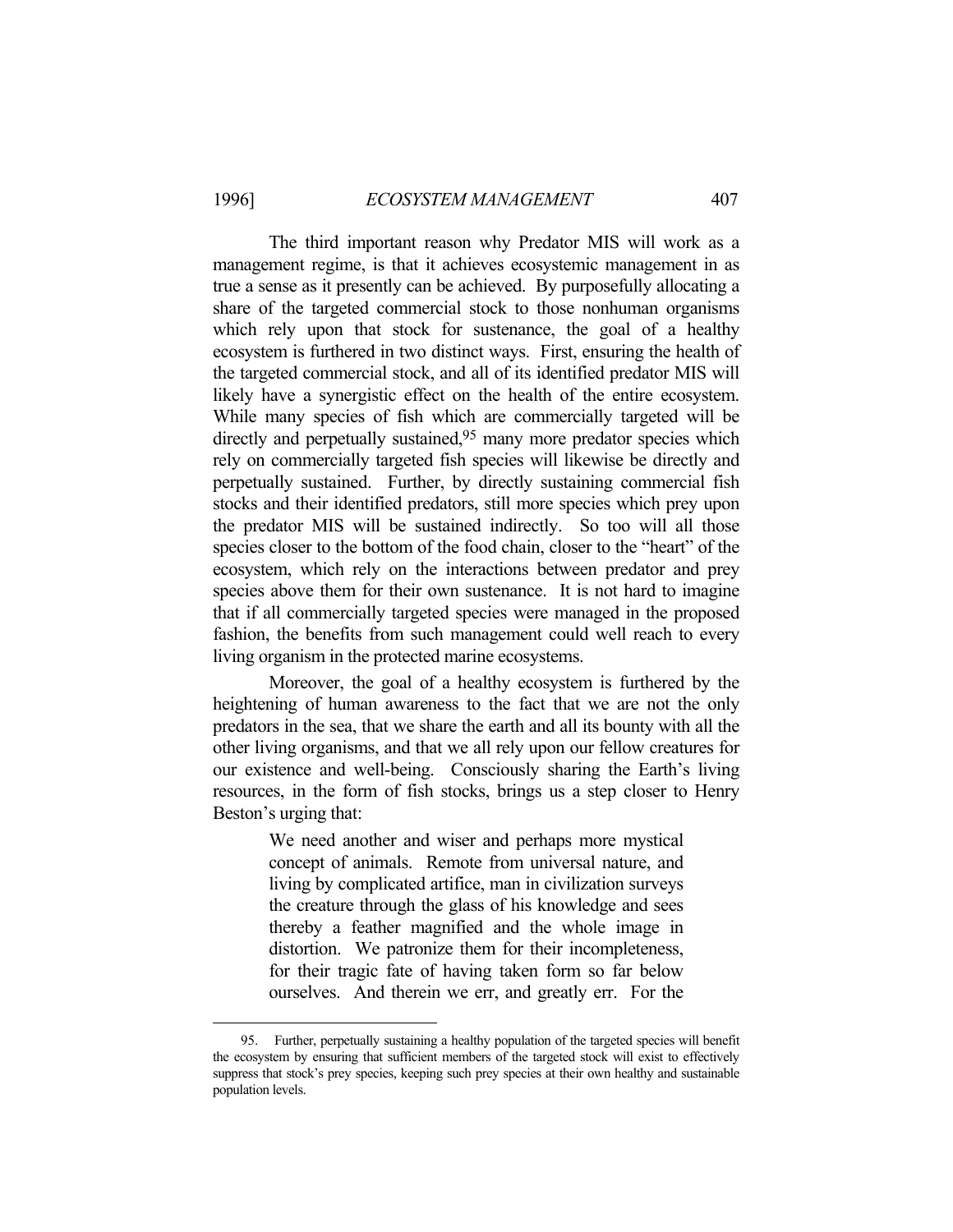The third important reason why Predator MIS will work as a management regime, is that it achieves ecosystemic management in as true a sense as it presently can be achieved. By purposefully allocating a share of the targeted commercial stock to those nonhuman organisms which rely upon that stock for sustenance, the goal of a healthy ecosystem is furthered in two distinct ways. First, ensuring the health of the targeted commercial stock, and all of its identified predator MIS will likely have a synergistic effect on the health of the entire ecosystem. While many species of fish which are commercially targeted will be directly and perpetually sustained,[95] many more predator species which rely on commercially targeted fish species will likewise be directly and perpetually sustained. Further, by directly sustaining commercial fish stocks and their identified predators, still more species which prey upon the predator MIS will be sustained indirectly. So too will all those species closer to the bottom of the food chain, closer to the "heart" of the ecosystem, which rely on the interactions between predator and prey species above them for their own sustenance. It is not hard to imagine that if all commercially targeted species were managed in the proposed fashion, the benefits from such management could well reach to every living organism in the protected marine ecosystems.

Moreover, the goal of a healthy ecosystem is furthered by the heightening of human awareness to the fact that we are not the only predators in the sea, that we share the earth and all its bounty with all the other living organisms, and that we all rely upon our fellow creatures for our existence and well-being. Consciously sharing the Earth's living resources, in the form of fish stocks, brings us a step closer to Henry Beston's urging that:

> We need another and wiser and perhaps more mystical concept of animals. Remote from universal nature, and living by complicated artifice, man in civilization surveys the creature through the glass of his knowledge and sees thereby a feather magnified and the whole image in distortion. We patronize them for their incompleteness, for their tragic fate of having taken form so far below ourselves. And therein we err, and greatly err. For the

---

95. Further, perpetually sustaining a healthy population of the targeted species will benefit the ecosystem by ensuring that sufficient members of the targeted stock will exist to effectively suppress that stock's prey species, keeping such prey species at their own healthy and sustainable population levels.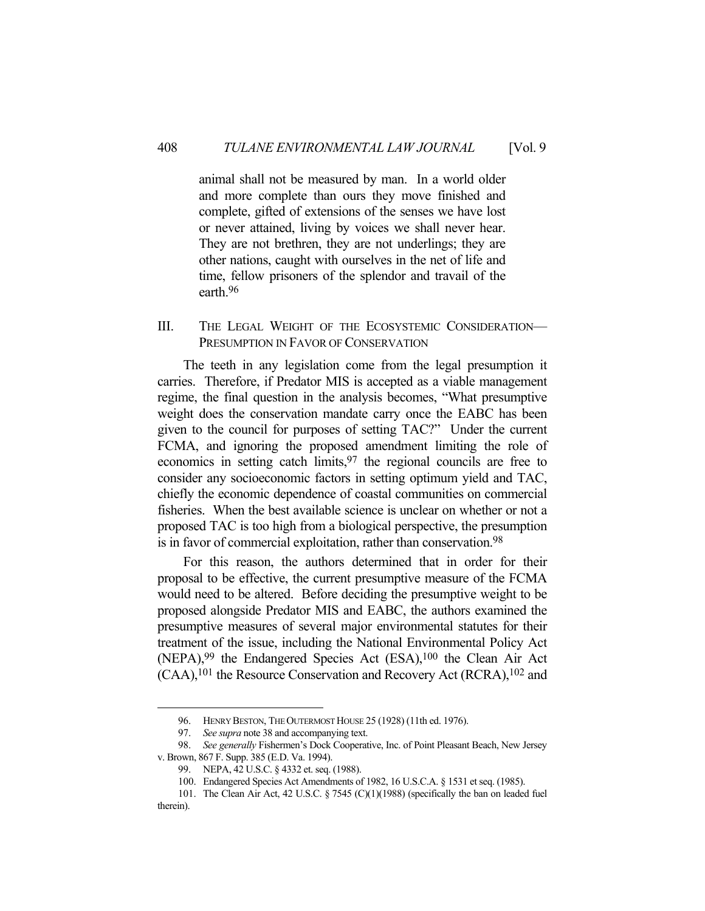> animal shall not be measured by man. In a world older and more complete than ours they move finished and complete, gifted of extensions of the senses we have lost or never attained, living by voices we shall never hear. They are not brethren, they are not underlings; they are other nations, caught with ourselves in the net of life and time, fellow prisoners of the splendor and travail of the earth.[96]

## III. THE LEGAL WEIGHT OF THE ECOSYSTEMIC CONSIDERATION—PRESUMPTION IN FAVOR OF CONSERVATION

The teeth in any legislation come from the legal presumption it carries. Therefore, if Predator MIS is accepted as a viable management regime, the final question in the analysis becomes, "What presumptive weight does the conservation mandate carry once the EABC has been given to the council for purposes of setting TAC?" Under the current FCMA, and ignoring the proposed amendment limiting the role of economics in setting catch limits,[97] the regional councils are free to consider any socioeconomic factors in setting optimum yield and TAC, chiefly the economic dependence of coastal communities on commercial fisheries. When the best available science is unclear on whether or not a proposed TAC is too high from a biological perspective, the presumption is in favor of commercial exploitation, rather than conservation.[98]

For this reason, the authors determined that in order for their proposal to be effective, the current presumptive measure of the FCMA would need to be altered. Before deciding the presumptive weight to be proposed alongside Predator MIS and EABC, the authors examined the presumptive measures of several major environmental statutes for their treatment of the issue, including the National Environmental Policy Act (NEPA),[99] the Endangered Species Act (ESA),[100] the Clean Air Act (CAA),[101] the Resource Conservation and Recovery Act (RCRA),[102] and

---

96. HENRY BESTON, THE OUTERMOST HOUSE 25 (1928) (11th ed. 1976).

97. *See supra* note 38 and accompanying text.

98. *See generally* Fishermen's Dock Cooperative, Inc. of Point Pleasant Beach, New Jersey v. Brown, 867 F. Supp. 385 (E.D. Va. 1994).

99. NEPA, 42 U.S.C. § 4332 et. seq. (1988).

100. Endangered Species Act Amendments of 1982, 16 U.S.C.A. § 1531 et seq. (1985).

101. The Clean Air Act, 42 U.S.C. § 7545 (C)(1)(1988) (specifically the ban on leaded fuel therein).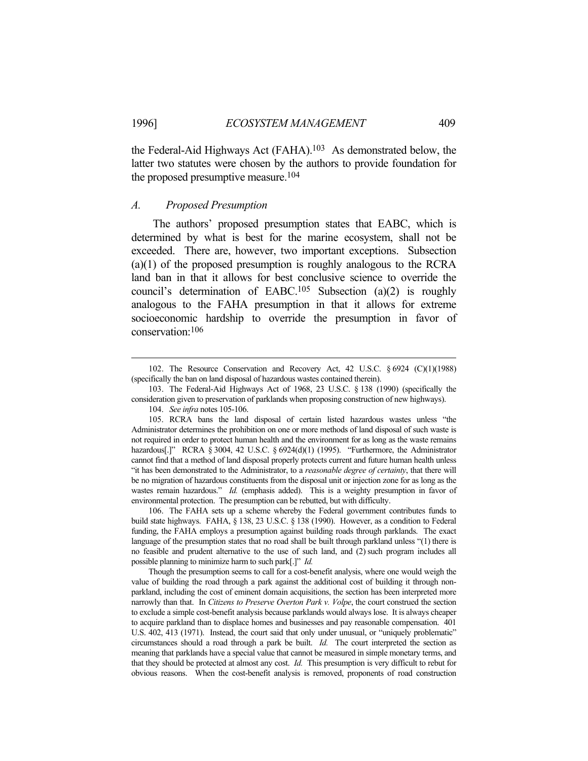the Federal-Aid Highways Act (FAHA).[103] As demonstrated below, the latter two statutes were chosen by the authors to provide foundation for the proposed presumptive measure.[104]

### *A. Proposed Presumption*

The authors' proposed presumption states that EABC, which is determined by what is best for the marine ecosystem, shall not be exceeded. There are, however, two important exceptions. Subsection (a)(1) of the proposed presumption is roughly analogous to the RCRA land ban in that it allows for best conclusive science to override the council's determination of EABC.[105] Subsection (a)(2) is roughly analogous to the FAHA presumption in that it allows for extreme socioeconomic hardship to override the presumption in favor of conservation:[106]

---

102. The Resource Conservation and Recovery Act, 42 U.S.C. § 6924 (C)(1)(1988) (specifically the ban on land disposal of hazardous wastes contained therein).

103. The Federal-Aid Highways Act of 1968, 23 U.S.C. § 138 (1990) (specifically the consideration given to preservation of parklands when proposing construction of new highways).

104. *See infra* notes 105-106.

105. RCRA bans the land disposal of certain listed hazardous wastes unless "the Administrator determines the prohibition on one or more methods of land disposal of such waste is not required in order to protect human health and the environment for as long as the waste remains hazardous[.]" RCRA § 3004, 42 U.S.C. § 6924(d)(1) (1995). "Furthermore, the Administrator cannot find that a method of land disposal properly protects current and future human health unless "it has been demonstrated to the Administrator, to a *reasonable degree of certainty*, that there will be no migration of hazardous constituents from the disposal unit or injection zone for as long as the wastes remain hazardous." *Id.* (emphasis added). This is a weighty presumption in favor of environmental protection. The presumption can be rebutted, but with difficulty.

106. The FAHA sets up a scheme whereby the Federal government contributes funds to build state highways. FAHA, § 138, 23 U.S.C. § 138 (1990). However, as a condition to Federal funding, the FAHA employs a presumption against building roads through parklands. The exact language of the presumption states that no road shall be built through parkland unless "(1) there is no feasible and prudent alternative to the use of such land, and (2) such program includes all possible planning to minimize harm to such park[.]" *Id.*

Though the presumption seems to call for a cost-benefit analysis, where one would weigh the value of building the road through a park against the additional cost of building it through non-parkland, including the cost of eminent domain acquisitions, the section has been interpreted more narrowly than that. In *Citizens to Preserve Overton Park v. Volpe*, the court construed the section to exclude a simple cost-benefit analysis because parklands would always lose. It is always cheaper to acquire parkland than to displace homes and businesses and pay reasonable compensation. 401 U.S. 402, 413 (1971). Instead, the court said that only under unusual, or "uniquely problematic" circumstances should a road through a park be built. *Id.* The court interpreted the section as meaning that parklands have a special value that cannot be measured in simple monetary terms, and that they should be protected at almost any cost. *Id.* This presumption is very difficult to rebut for obvious reasons. When the cost-benefit analysis is removed, proponents of road construction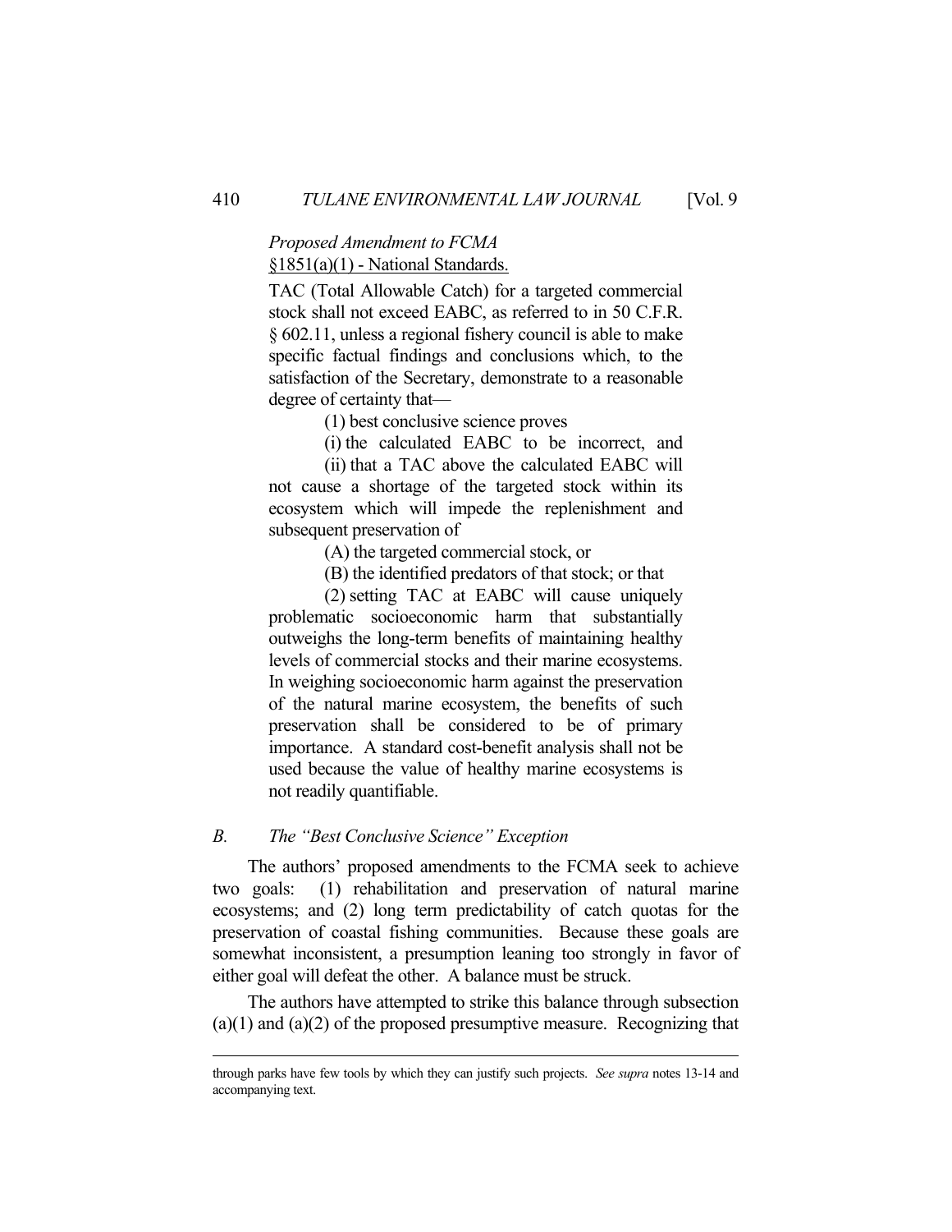*Proposed Amendment to FCMA*
§1851(a)(1) - National Standards.

> TAC (Total Allowable Catch) for a targeted commercial stock shall not exceed EABC, as referred to in 50 C.F.R. § 602.11, unless a regional fishery council is able to make specific factual findings and conclusions which, to the satisfaction of the Secretary, demonstrate to a reasonable degree of certainty that—
>
> (1) best conclusive science proves
>
> (i) the calculated EABC to be incorrect, and
>
> (ii) that a TAC above the calculated EABC will not cause a shortage of the targeted stock within its ecosystem which will impede the replenishment and subsequent preservation of
>
> (A) the targeted commercial stock, or
>
> (B) the identified predators of that stock; or that
>
> (2) setting TAC at EABC will cause uniquely problematic socioeconomic harm that substantially outweighs the long-term benefits of maintaining healthy levels of commercial stocks and their marine ecosystems. In weighing socioeconomic harm against the preservation of the natural marine ecosystem, the benefits of such preservation shall be considered to be of primary importance. A standard cost-benefit analysis shall not be used because the value of healthy marine ecosystems is not readily quantifiable.

### *B. The "Best Conclusive Science" Exception*

The authors' proposed amendments to the FCMA seek to achieve two goals: (1) rehabilitation and preservation of natural marine ecosystems; and (2) long term predictability of catch quotas for the preservation of coastal fishing communities. Because these goals are somewhat inconsistent, a presumption leaning too strongly in favor of either goal will defeat the other. A balance must be struck.

The authors have attempted to strike this balance through subsection (a)(1) and (a)(2) of the proposed presumptive measure. Recognizing that

---

through parks have few tools by which they can justify such projects. *See supra* notes 13-14 and accompanying text.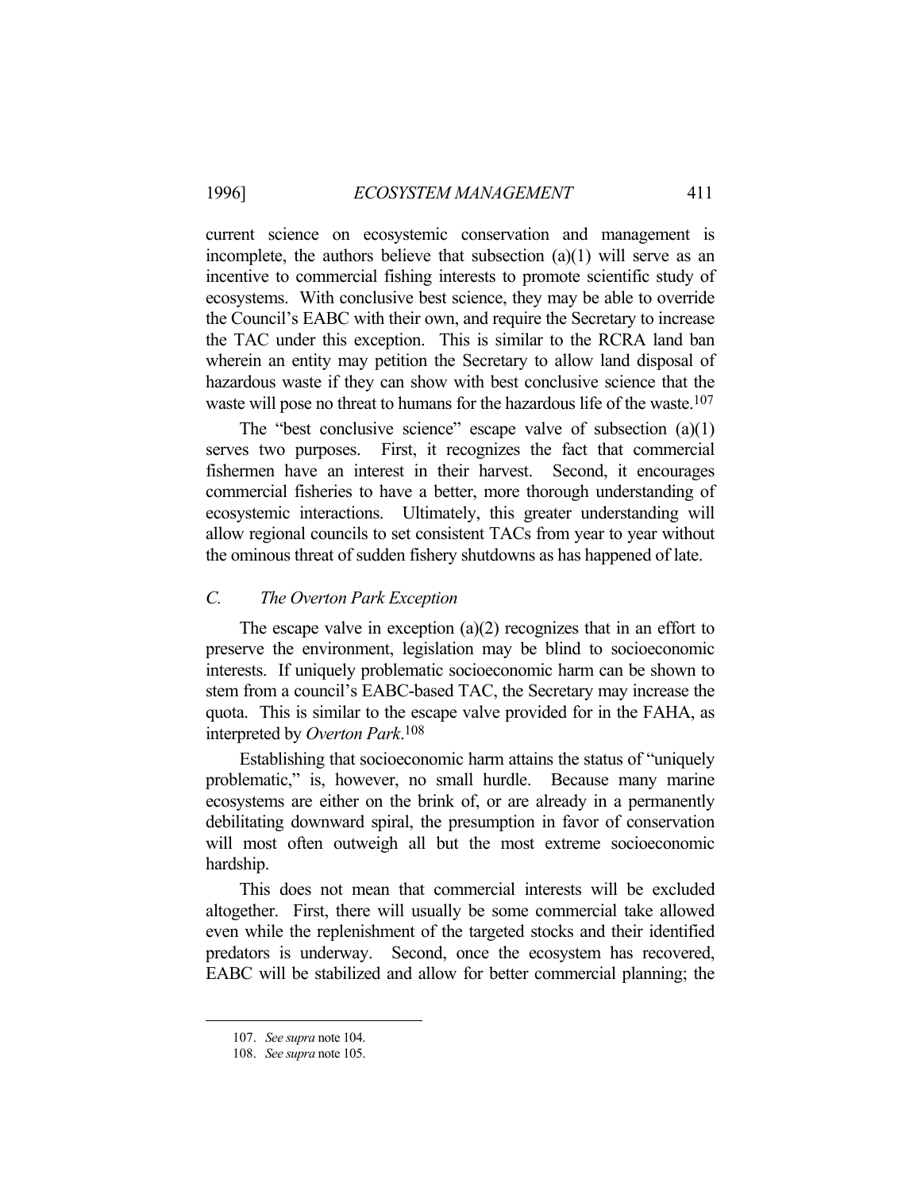current science on ecosystemic conservation and management is incomplete, the authors believe that subsection (a)(1) will serve as an incentive to commercial fishing interests to promote scientific study of ecosystems. With conclusive best science, they may be able to override the Council's EABC with their own, and require the Secretary to increase the TAC under this exception. This is similar to the RCRA land ban wherein an entity may petition the Secretary to allow land disposal of hazardous waste if they can show with best conclusive science that the waste will pose no threat to humans for the hazardous life of the waste.[107]

The "best conclusive science" escape valve of subsection (a)(1) serves two purposes. First, it recognizes the fact that commercial fishermen have an interest in their harvest. Second, it encourages commercial fisheries to have a better, more thorough understanding of ecosystemic interactions. Ultimately, this greater understanding will allow regional councils to set consistent TACs from year to year without the ominous threat of sudden fishery shutdowns as has happened of late.

### *C. The Overton Park Exception*

The escape valve in exception (a)(2) recognizes that in an effort to preserve the environment, legislation may be blind to socioeconomic interests. If uniquely problematic socioeconomic harm can be shown to stem from a council's EABC-based TAC, the Secretary may increase the quota. This is similar to the escape valve provided for in the FAHA, as interpreted by *Overton Park*.[108]

Establishing that socioeconomic harm attains the status of "uniquely problematic," is, however, no small hurdle. Because many marine ecosystems are either on the brink of, or are already in a permanently debilitating downward spiral, the presumption in favor of conservation will most often outweigh all but the most extreme socioeconomic hardship.

This does not mean that commercial interests will be excluded altogether. First, there will usually be some commercial take allowed even while the replenishment of the targeted stocks and their identified predators is underway. Second, once the ecosystem has recovered, EABC will be stabilized and allow for better commercial planning; the

---

107. *See supra* note 104.

108. *See supra* note 105.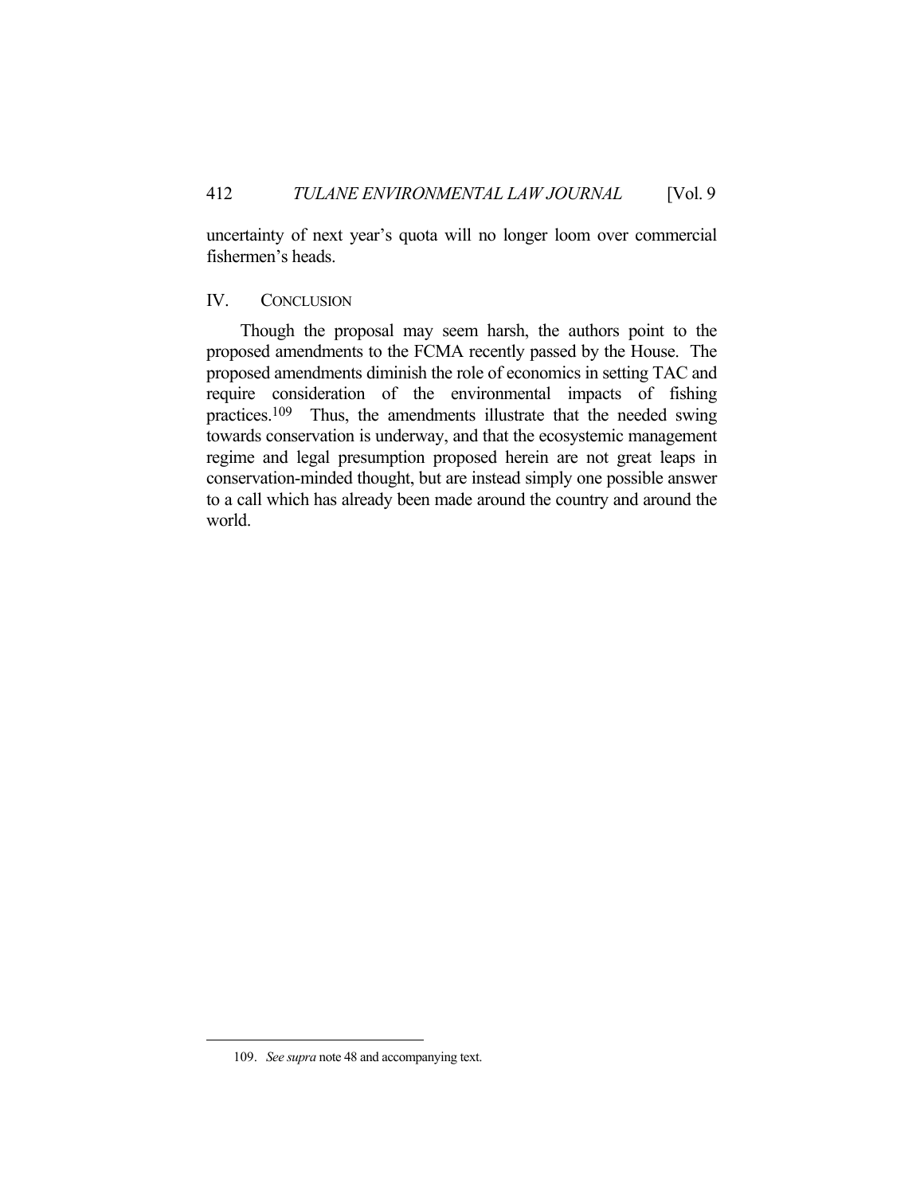uncertainty of next year's quota will no longer loom over commercial fishermen's heads.

## IV. CONCLUSION

Though the proposal may seem harsh, the authors point to the proposed amendments to the FCMA recently passed by the House. The proposed amendments diminish the role of economics in setting TAC and require consideration of the environmental impacts of fishing practices.[109] Thus, the amendments illustrate that the needed swing towards conservation is underway, and that the ecosystemic management regime and legal presumption proposed herein are not great leaps in conservation-minded thought, but are instead simply one possible answer to a call which has already been made around the country and around the world.

---

109. *See supra* note 48 and accompanying text.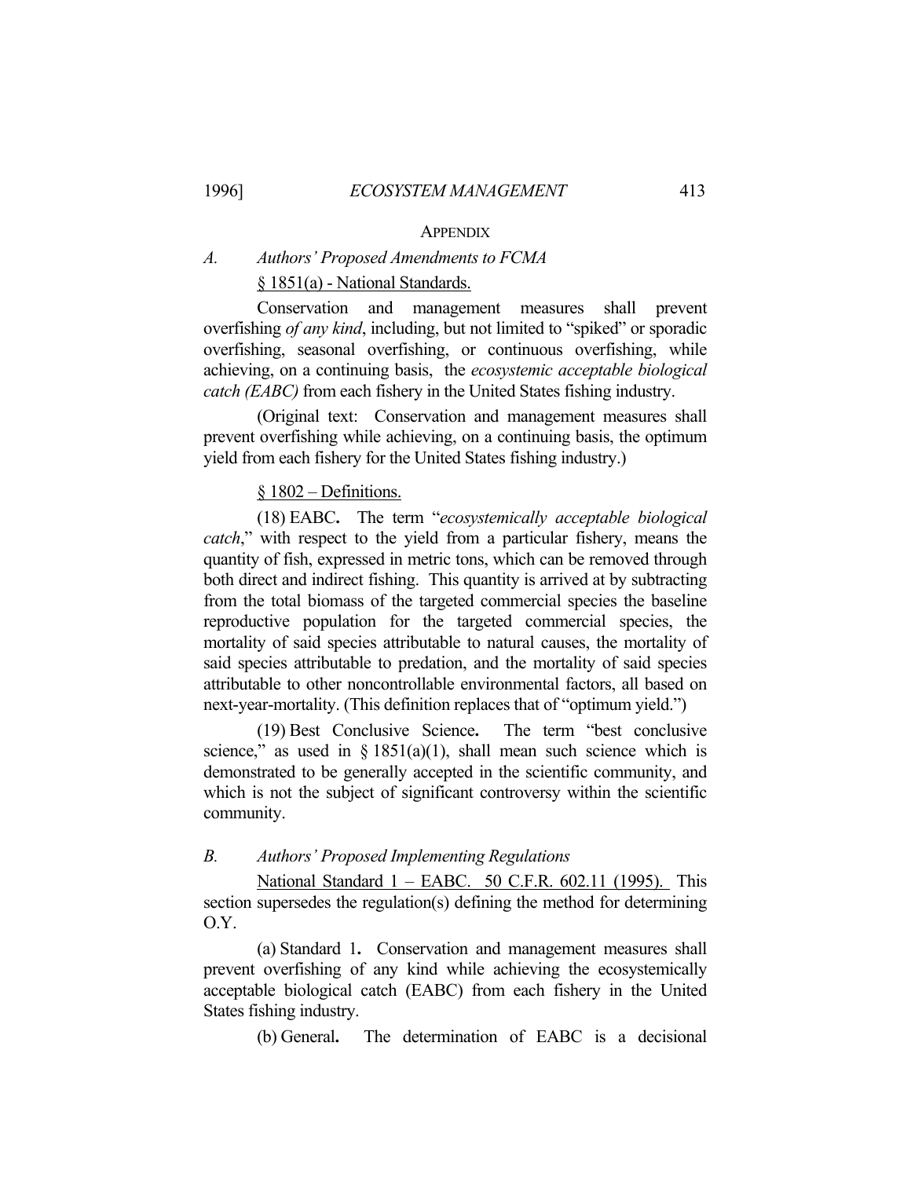## APPENDIX

### *A. Authors' Proposed Amendments to FCMA*

§ 1851(a) - National Standards.

Conservation and management measures shall prevent overfishing *of any kind*, including, but not limited to "spiked" or sporadic overfishing, seasonal overfishing, or continuous overfishing, while achieving, on a continuing basis, the *ecosystemic acceptable biological catch (EABC)* from each fishery in the United States fishing industry.

(Original text: Conservation and management measures shall prevent overfishing while achieving, on a continuing basis, the optimum yield from each fishery for the United States fishing industry.)

§ 1802 – Definitions.

(18) EABC**.** The term "*ecosystemically acceptable biological catch*," with respect to the yield from a particular fishery, means the quantity of fish, expressed in metric tons, which can be removed through both direct and indirect fishing. This quantity is arrived at by subtracting from the total biomass of the targeted commercial species the baseline reproductive population for the targeted commercial species, the mortality of said species attributable to natural causes, the mortality of said species attributable to predation, and the mortality of said species attributable to other noncontrollable environmental factors, all based on next-year-mortality. (This definition replaces that of "optimum yield.")

(19) Best Conclusive Science**.** The term "best conclusive science," as used in § 1851(a)(1), shall mean such science which is demonstrated to be generally accepted in the scientific community, and which is not the subject of significant controversy within the scientific community.

### *B. Authors' Proposed Implementing Regulations*

National Standard 1 – EABC. 50 C.F.R. 602.11 (1995). This section supersedes the regulation(s) defining the method for determining O.Y.

(a) Standard 1**.** Conservation and management measures shall prevent overfishing of any kind while achieving the ecosystemically acceptable biological catch (EABC) from each fishery in the United States fishing industry.

(b) General**.** The determination of EABC is a decisional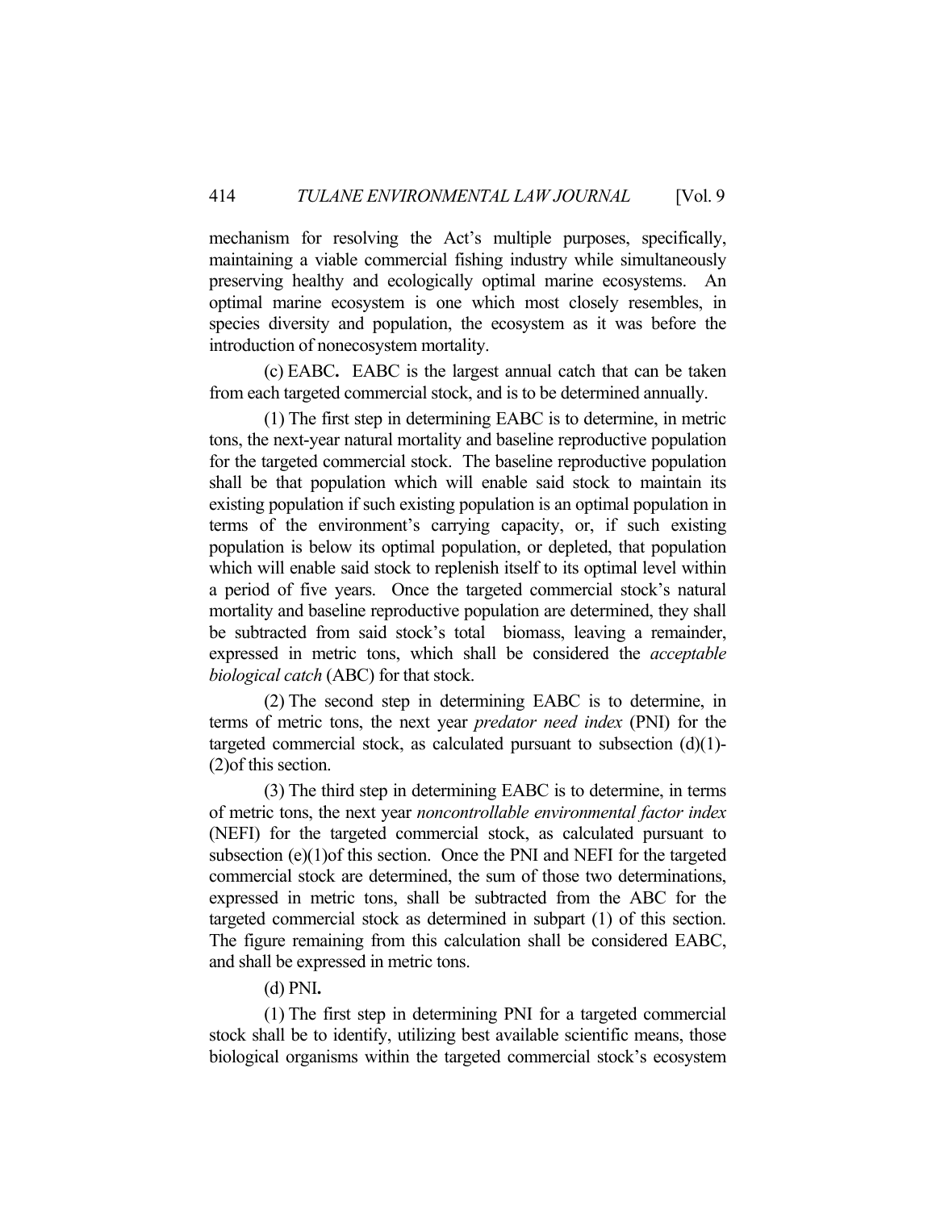mechanism for resolving the Act's multiple purposes, specifically, maintaining a viable commercial fishing industry while simultaneously preserving healthy and ecologically optimal marine ecosystems. An optimal marine ecosystem is one which most closely resembles, in species diversity and population, the ecosystem as it was before the introduction of nonecosystem mortality.

(c) EABC**.** EABC is the largest annual catch that can be taken from each targeted commercial stock, and is to be determined annually.

(1) The first step in determining EABC is to determine, in metric tons, the next-year natural mortality and baseline reproductive population for the targeted commercial stock. The baseline reproductive population shall be that population which will enable said stock to maintain its existing population if such existing population is an optimal population in terms of the environment's carrying capacity, or, if such existing population is below its optimal population, or depleted, that population which will enable said stock to replenish itself to its optimal level within a period of five years. Once the targeted commercial stock's natural mortality and baseline reproductive population are determined, they shall be subtracted from said stock's total biomass, leaving a remainder, expressed in metric tons, which shall be considered the *acceptable biological catch* (ABC) for that stock.

(2) The second step in determining EABC is to determine, in terms of metric tons, the next year *predator need index* (PNI) for the targeted commercial stock, as calculated pursuant to subsection (d)(1)-(2)of this section.

(3) The third step in determining EABC is to determine, in terms of metric tons, the next year *noncontrollable environmental factor index* (NEFI) for the targeted commercial stock, as calculated pursuant to subsection (e)(1)of this section. Once the PNI and NEFI for the targeted commercial stock are determined, the sum of those two determinations, expressed in metric tons, shall be subtracted from the ABC for the targeted commercial stock as determined in subpart (1) of this section. The figure remaining from this calculation shall be considered EABC, and shall be expressed in metric tons.

(d) PNI**.**

(1) The first step in determining PNI for a targeted commercial stock shall be to identify, utilizing best available scientific means, those biological organisms within the targeted commercial stock's ecosystem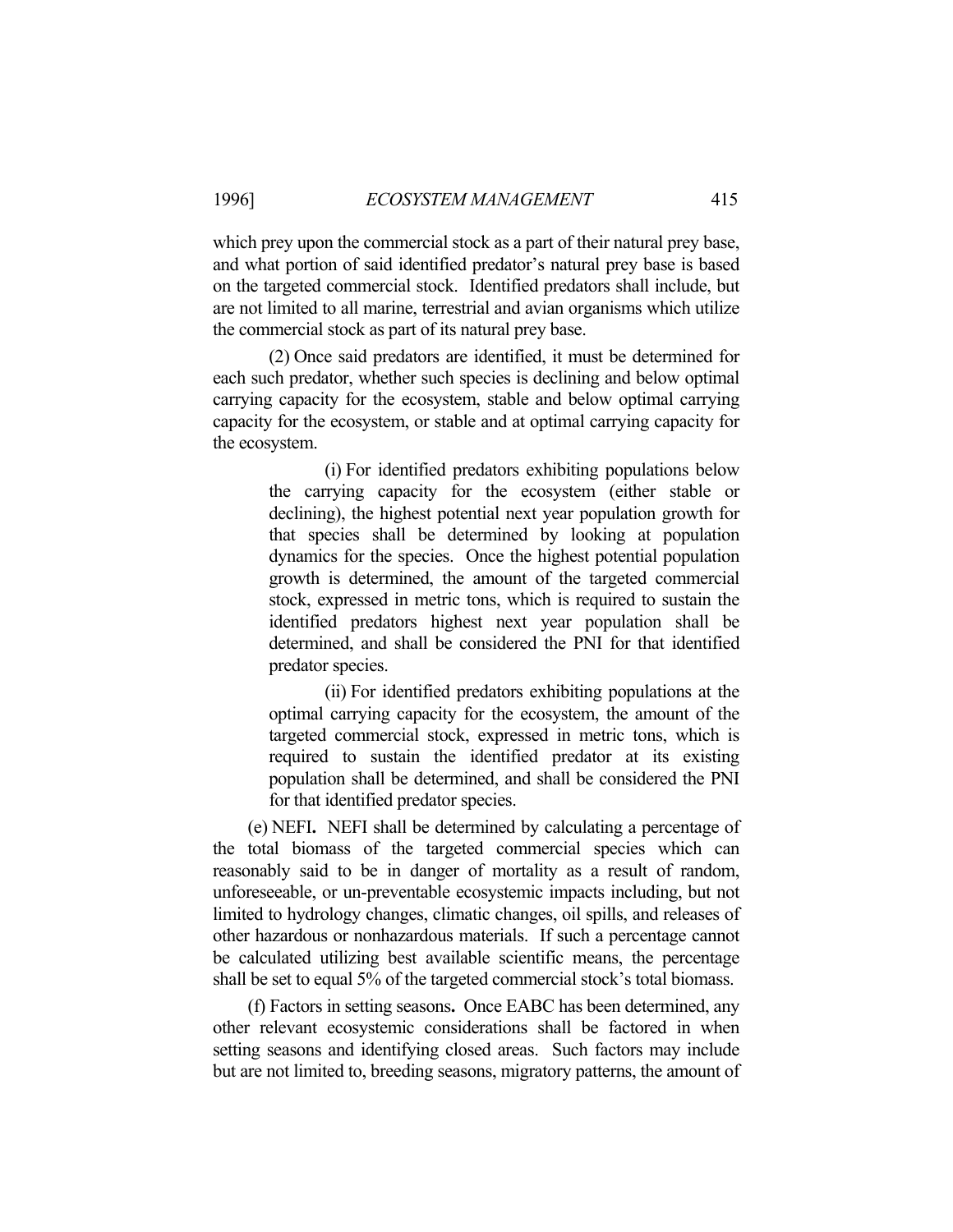which prey upon the commercial stock as a part of their natural prey base, and what portion of said identified predator's natural prey base is based on the targeted commercial stock. Identified predators shall include, but are not limited to all marine, terrestrial and avian organisms which utilize the commercial stock as part of its natural prey base.

(2) Once said predators are identified, it must be determined for each such predator, whether such species is declining and below optimal carrying capacity for the ecosystem, stable and below optimal carrying capacity for the ecosystem, or stable and at optimal carrying capacity for the ecosystem.

> (i) For identified predators exhibiting populations below the carrying capacity for the ecosystem (either stable or declining), the highest potential next year population growth for that species shall be determined by looking at population dynamics for the species. Once the highest potential population growth is determined, the amount of the targeted commercial stock, expressed in metric tons, which is required to sustain the identified predators highest next year population shall be determined, and shall be considered the PNI for that identified predator species.
>
> (ii) For identified predators exhibiting populations at the optimal carrying capacity for the ecosystem, the amount of the targeted commercial stock, expressed in metric tons, which is required to sustain the identified predator at its existing population shall be determined, and shall be considered the PNI for that identified predator species.

(e) NEFI**.** NEFI shall be determined by calculating a percentage of the total biomass of the targeted commercial species which can reasonably said to be in danger of mortality as a result of random, unforeseeable, or un-preventable ecosystemic impacts including, but not limited to hydrology changes, climatic changes, oil spills, and releases of other hazardous or nonhazardous materials. If such a percentage cannot be calculated utilizing best available scientific means, the percentage shall be set to equal 5% of the targeted commercial stock's total biomass.

(f) Factors in setting seasons**.** Once EABC has been determined, any other relevant ecosystemic considerations shall be factored in when setting seasons and identifying closed areas. Such factors may include but are not limited to, breeding seasons, migratory patterns, the amount of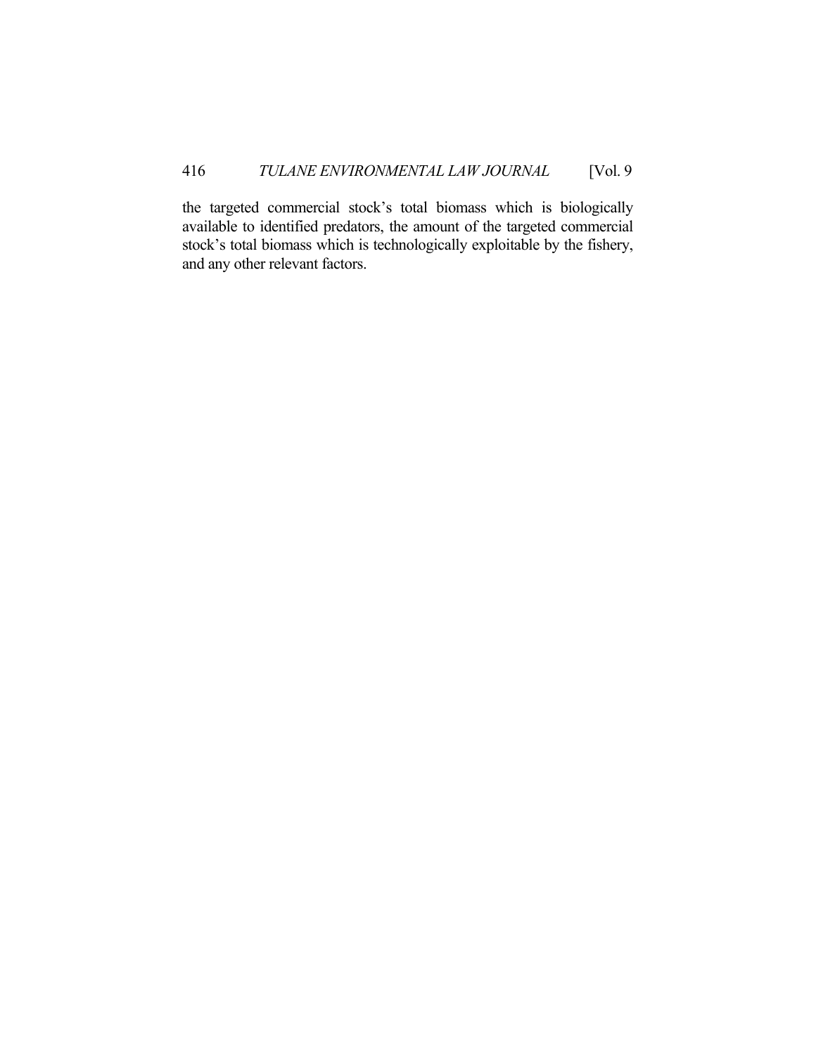the targeted commercial stock's total biomass which is biologically available to identified predators, the amount of the targeted commercial stock's total biomass which is technologically exploitable by the fishery, and any other relevant factors.